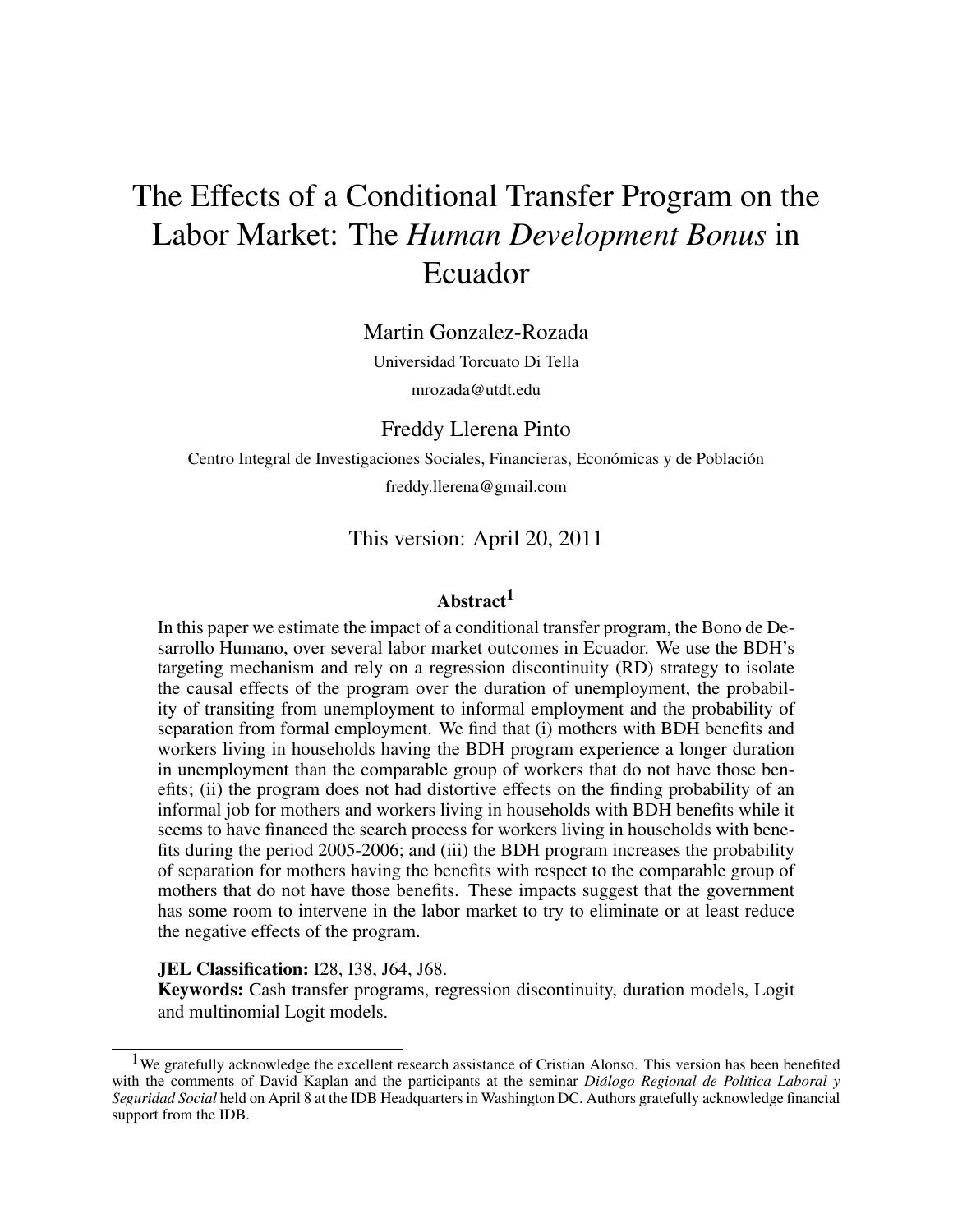# The Effects of a Conditional Transfer Program on the Labor Market: The *Human Development Bonus* in Ecuador

Martin Gonzalez-Rozada

Universidad Torcuato Di Tella

mrozada@utdt.edu

Freddy Llerena Pinto

Centro Integral de Investigaciones Sociales, Financieras, Económicas y de Población

freddy.llerena@gmail.com

This version: April 20, 2011

## Abstract[1]

In this paper we estimate the impact of a conditional transfer program, the Bono de Desarrollo Humano, over several labor market outcomes in Ecuador. We use the BDH's targeting mechanism and rely on a regression discontinuity (RD) strategy to isolate the causal effects of the program over the duration of unemployment, the probability of transiting from unemployment to informal employment and the probability of separation from formal employment. We find that (i) mothers with BDH benefits and workers living in households having the BDH program experience a longer duration in unemployment than the comparable group of workers that do not have those benefits; (ii) the program does not had distortive effects on the finding probability of an informal job for mothers and workers living in households with BDH benefits while it seems to have financed the search process for workers living in households with benefits during the period 2005-2006; and (iii) the BDH program increases the probability of separation for mothers having the benefits with respect to the comparable group of mothers that do not have those benefits. These impacts suggest that the government has some room to intervene in the labor market to try to eliminate or at least reduce the negative effects of the program.

**JEL Classification:** I28, I38, J64, J68.

**Keywords:** Cash transfer programs, regression discontinuity, duration models, Logit and multinomial Logit models.

---

[1] We gratefully acknowledge the excellent research assistance of Cristian Alonso. This version has been benefited with the comments of David Kaplan and the participants at the seminar *Diálogo Regional de Política Laboral y Seguridad Social* held on April 8 at the IDB Headquarters in Washington DC. Authors gratefully acknowledge financial support from the IDB.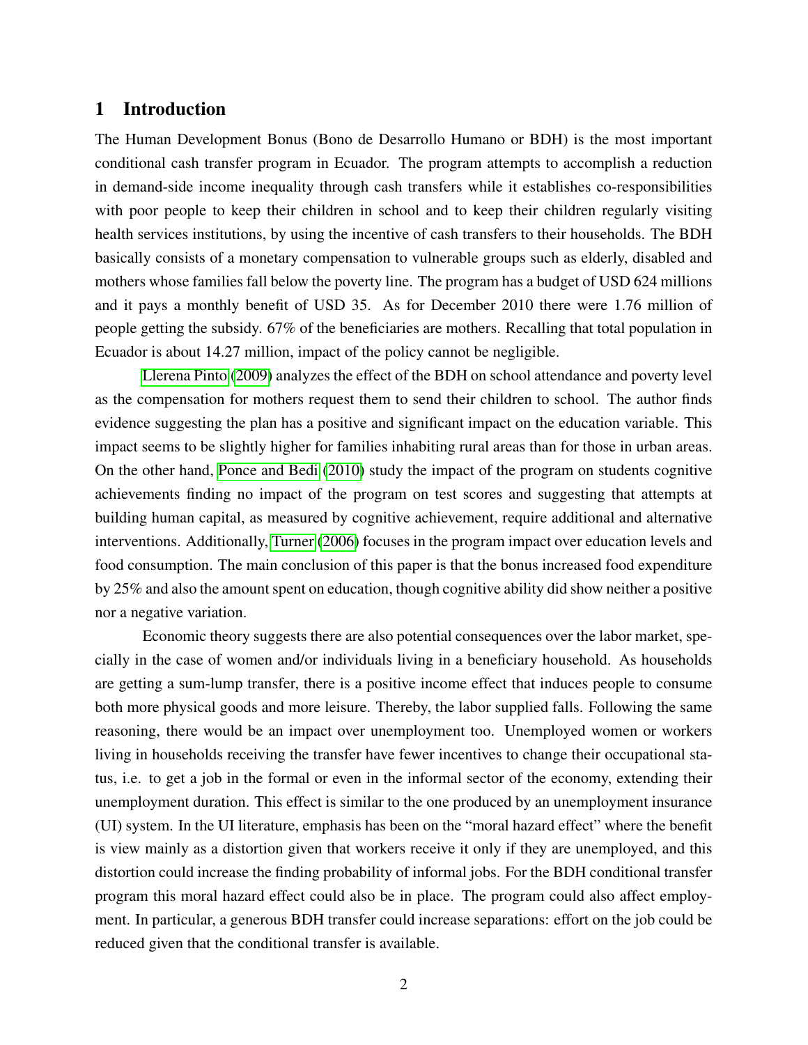# 1 Introduction

The Human Development Bonus (Bono de Desarrollo Humano or BDH) is the most important conditional cash transfer program in Ecuador. The program attempts to accomplish a reduction in demand-side income inequality through cash transfers while it establishes co-responsibilities with poor people to keep their children in school and to keep their children regularly visiting health services institutions, by using the incentive of cash transfers to their households. The BDH basically consists of a monetary compensation to vulnerable groups such as elderly, disabled and mothers whose families fall below the poverty line. The program has a budget of USD 624 millions and it pays a monthly benefit of USD 35. As for December 2010 there were 1.76 million of people getting the subsidy. 67% of the beneficiaries are mothers. Recalling that total population in Ecuador is about 14.27 million, impact of the policy cannot be negligible.

Llerena Pinto (2009) analyzes the effect of the BDH on school attendance and poverty level as the compensation for mothers request them to send their children to school. The author finds evidence suggesting the plan has a positive and significant impact on the education variable. This impact seems to be slightly higher for families inhabiting rural areas than for those in urban areas. On the other hand, Ponce and Bedi (2010) study the impact of the program on students cognitive achievements finding no impact of the program on test scores and suggesting that attempts at building human capital, as measured by cognitive achievement, require additional and alternative interventions. Additionally, Turner (2006) focuses in the program impact over education levels and food consumption. The main conclusion of this paper is that the bonus increased food expenditure by 25% and also the amount spent on education, though cognitive ability did show neither a positive nor a negative variation.

Economic theory suggests there are also potential consequences over the labor market, specially in the case of women and/or individuals living in a beneficiary household. As households are getting a sum-lump transfer, there is a positive income effect that induces people to consume both more physical goods and more leisure. Thereby, the labor supplied falls. Following the same reasoning, there would be an impact over unemployment too. Unemployed women or workers living in households receiving the transfer have fewer incentives to change their occupational status, i.e. to get a job in the formal or even in the informal sector of the economy, extending their unemployment duration. This effect is similar to the one produced by an unemployment insurance (UI) system. In the UI literature, emphasis has been on the "moral hazard effect" where the benefit is view mainly as a distortion given that workers receive it only if they are unemployed, and this distortion could increase the finding probability of informal jobs. For the BDH conditional transfer program this moral hazard effect could also be in place. The program could also affect employment. In particular, a generous BDH transfer could increase separations: effort on the job could be reduced given that the conditional transfer is available.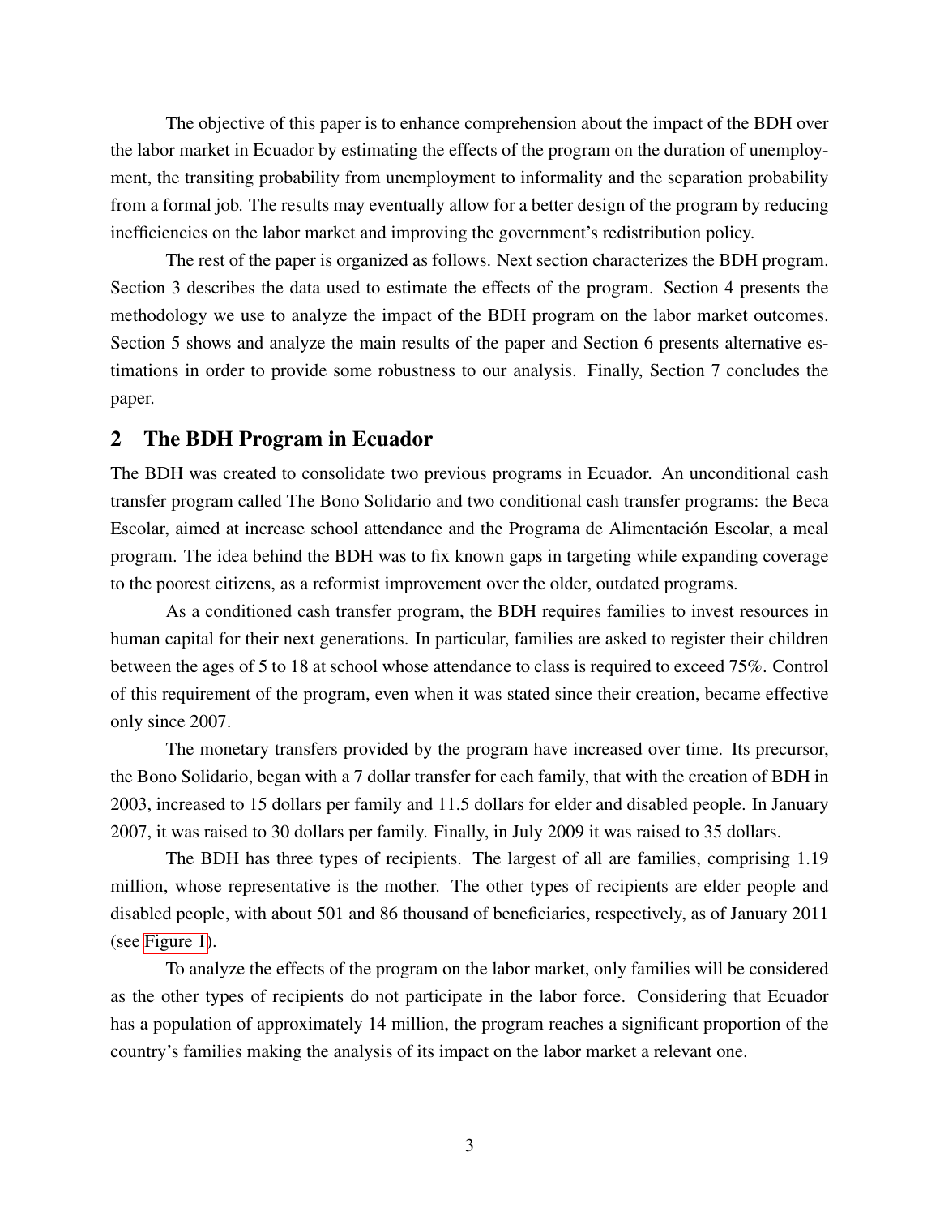The objective of this paper is to enhance comprehension about the impact of the BDH over the labor market in Ecuador by estimating the effects of the program on the duration of unemployment, the transiting probability from unemployment to informality and the separation probability from a formal job. The results may eventually allow for a better design of the program by reducing inefficiencies on the labor market and improving the government's redistribution policy.

The rest of the paper is organized as follows. Next section characterizes the BDH program. Section 3 describes the data used to estimate the effects of the program. Section 4 presents the methodology we use to analyze the impact of the BDH program on the labor market outcomes. Section 5 shows and analyze the main results of the paper and Section 6 presents alternative estimations in order to provide some robustness to our analysis. Finally, Section 7 concludes the paper.

## 2 The BDH Program in Ecuador

The BDH was created to consolidate two previous programs in Ecuador. An unconditional cash transfer program called The Bono Solidario and two conditional cash transfer programs: the Beca Escolar, aimed at increase school attendance and the Programa de Alimentación Escolar, a meal program. The idea behind the BDH was to fix known gaps in targeting while expanding coverage to the poorest citizens, as a reformist improvement over the older, outdated programs.

As a conditioned cash transfer program, the BDH requires families to invest resources in human capital for their next generations. In particular, families are asked to register their children between the ages of 5 to 18 at school whose attendance to class is required to exceed 75%. Control of this requirement of the program, even when it was stated since their creation, became effective only since 2007.

The monetary transfers provided by the program have increased over time. Its precursor, the Bono Solidario, began with a 7 dollar transfer for each family, that with the creation of BDH in 2003, increased to 15 dollars per family and 11.5 dollars for elder and disabled people. In January 2007, it was raised to 30 dollars per family. Finally, in July 2009 it was raised to 35 dollars.

The BDH has three types of recipients. The largest of all are families, comprising 1.19 million, whose representative is the mother. The other types of recipients are elder people and disabled people, with about 501 and 86 thousand of beneficiaries, respectively, as of January 2011 (see Figure 1).

To analyze the effects of the program on the labor market, only families will be considered as the other types of recipients do not participate in the labor force. Considering that Ecuador has a population of approximately 14 million, the program reaches a significant proportion of the country's families making the analysis of its impact on the labor market a relevant one.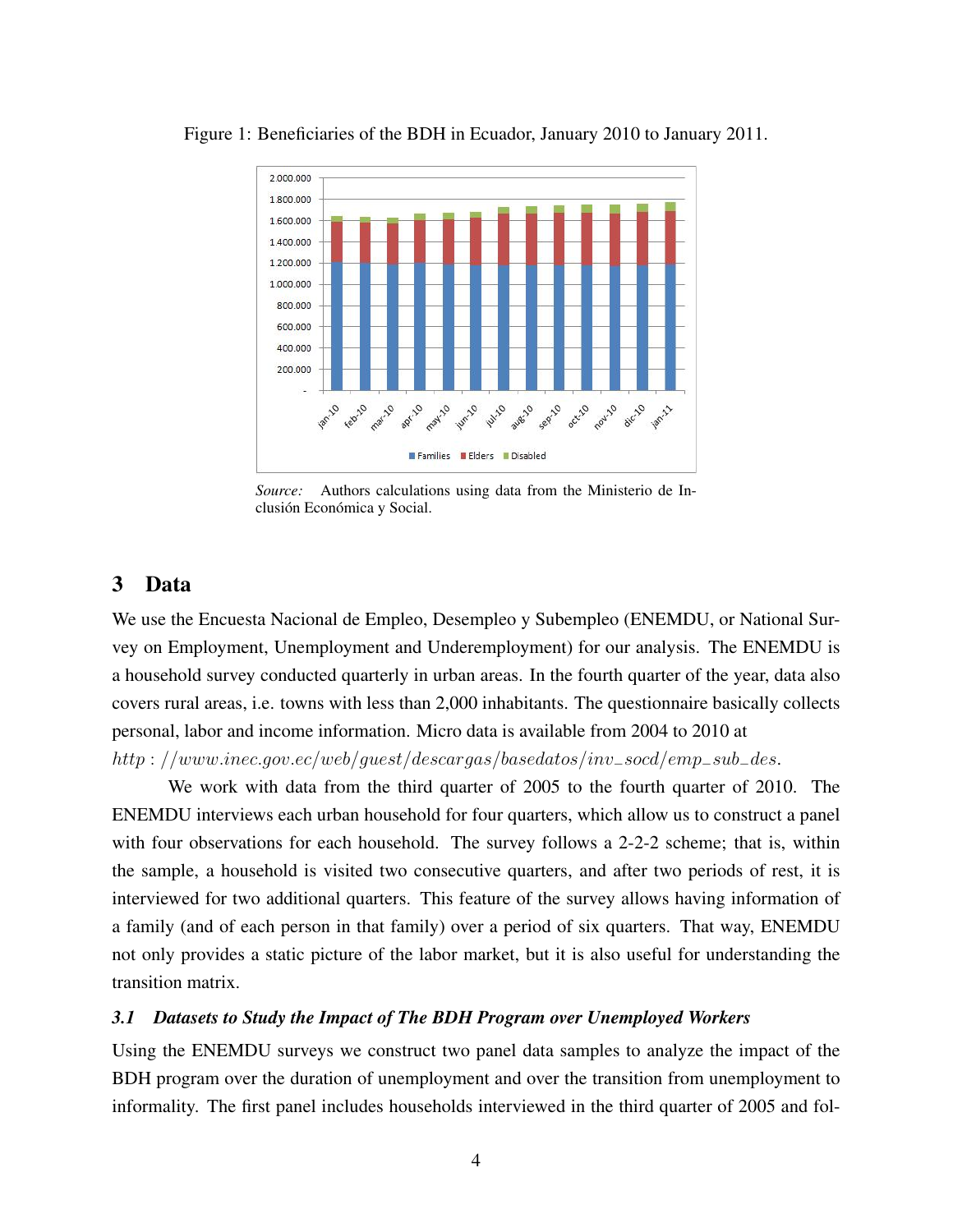Figure 1: Beneficiaries of the BDH in Ecuador, January 2010 to January 2011.

*Source:* Authors calculations using data from the Ministerio de Inclusión Económica y Social.

## 3 Data

We use the Encuesta Nacional de Empleo, Desempleo y Subempleo (ENEMDU, or National Survey on Employment, Unemployment and Underemployment) for our analysis. The ENEMDU is a household survey conducted quarterly in urban areas. In the fourth quarter of the year, data also covers rural areas, i.e. towns with less than 2,000 inhabitants. The questionnaire basically collects personal, labor and income information. Micro data is available from 2004 to 2010 at
http://www.inec.gov.ec/web/guest/descargas/basedatos/inv_socd/emp_sub_des.

We work with data from the third quarter of 2005 to the fourth quarter of 2010. The ENEMDU interviews each urban household for four quarters, which allow us to construct a panel with four observations for each household. The survey follows a 2-2-2 scheme; that is, within the sample, a household is visited two consecutive quarters, and after two periods of rest, it is interviewed for two additional quarters. This feature of the survey allows having information of a family (and of each person in that family) over a period of six quarters. That way, ENEMDU not only provides a static picture of the labor market, but it is also useful for understanding the transition matrix.

### 3.1 Datasets to Study the Impact of The BDH Program over Unemployed Workers

Using the ENEMDU surveys we construct two panel data samples to analyze the impact of the BDH program over the duration of unemployment and over the transition from unemployment to informality. The first panel includes households interviewed in the third quarter of 2005 and fol-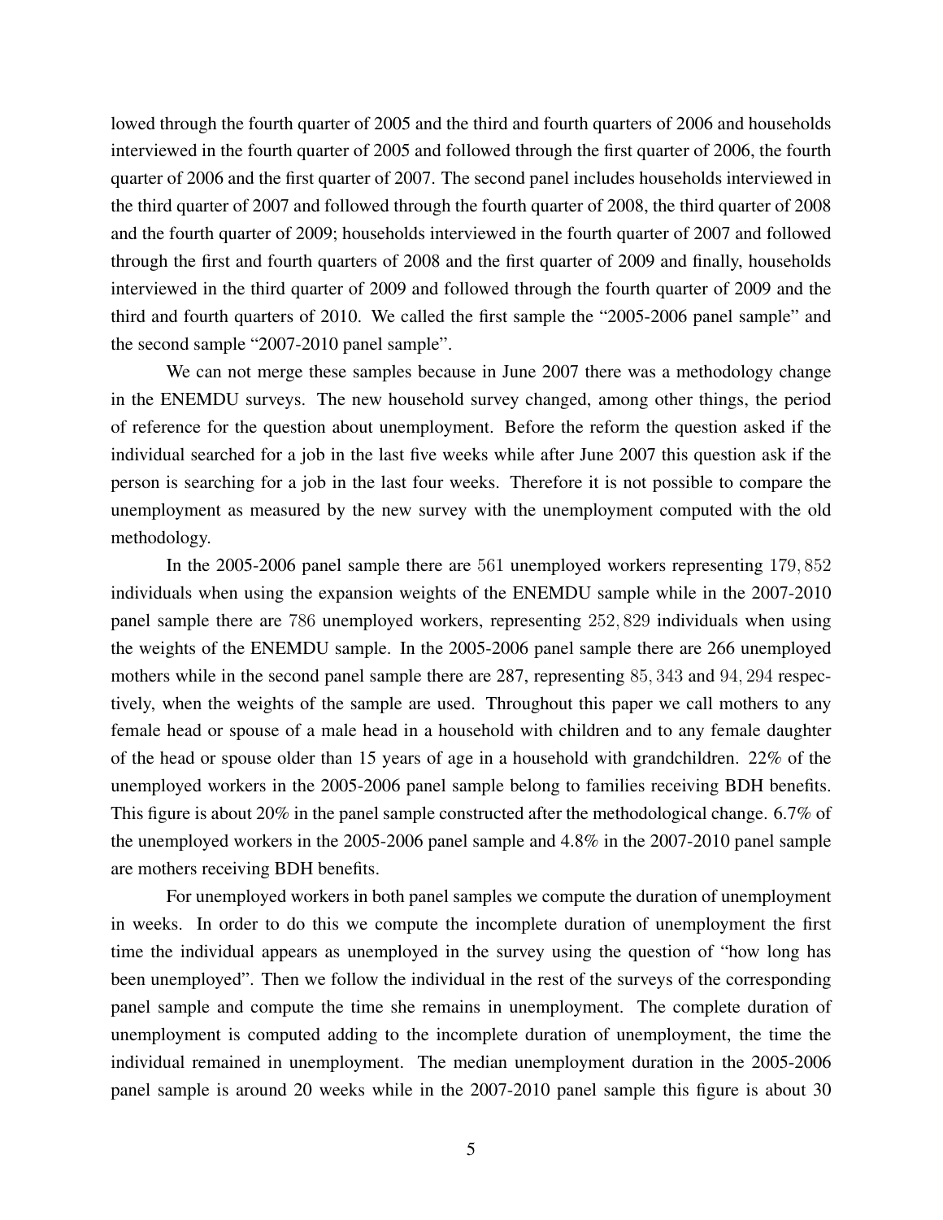lowed through the fourth quarter of 2005 and the third and fourth quarters of 2006 and households interviewed in the fourth quarter of 2005 and followed through the first quarter of 2006, the fourth quarter of 2006 and the first quarter of 2007. The second panel includes households interviewed in the third quarter of 2007 and followed through the fourth quarter of 2008, the third quarter of 2008 and the fourth quarter of 2009; households interviewed in the fourth quarter of 2007 and followed through the first and fourth quarters of 2008 and the first quarter of 2009 and finally, households interviewed in the third quarter of 2009 and followed through the fourth quarter of 2009 and the third and fourth quarters of 2010. We called the first sample the "2005-2006 panel sample" and the second sample "2007-2010 panel sample".

We can not merge these samples because in June 2007 there was a methodology change in the ENEMDU surveys. The new household survey changed, among other things, the period of reference for the question about unemployment. Before the reform the question asked if the individual searched for a job in the last five weeks while after June 2007 this question ask if the person is searching for a job in the last four weeks. Therefore it is not possible to compare the unemployment as measured by the new survey with the unemployment computed with the old methodology.

In the 2005-2006 panel sample there are $561$ unemployed workers representing $179,852$ individuals when using the expansion weights of the ENEMDU sample while in the 2007-2010 panel sample there are $786$ unemployed workers, representing $252,829$ individuals when using the weights of the ENEMDU sample. In the 2005-2006 panel sample there are 266 unemployed mothers while in the second panel sample there are 287, representing $85,343$ and $94,294$ respectively, when the weights of the sample are used. Throughout this paper we call mothers to any female head or spouse of a male head in a household with children and to any female daughter of the head or spouse older than 15 years of age in a household with grandchildren. 22% of the unemployed workers in the 2005-2006 panel sample belong to families receiving BDH benefits. This figure is about 20% in the panel sample constructed after the methodological change. 6.7% of the unemployed workers in the 2005-2006 panel sample and 4.8% in the 2007-2010 panel sample are mothers receiving BDH benefits.

For unemployed workers in both panel samples we compute the duration of unemployment in weeks. In order to do this we compute the incomplete duration of unemployment the first time the individual appears as unemployed in the survey using the question of "how long has been unemployed". Then we follow the individual in the rest of the surveys of the corresponding panel sample and compute the time she remains in unemployment. The complete duration of unemployment is computed adding to the incomplete duration of unemployment, the time the individual remained in unemployment. The median unemployment duration in the 2005-2006 panel sample is around 20 weeks while in the 2007-2010 panel sample this figure is about 30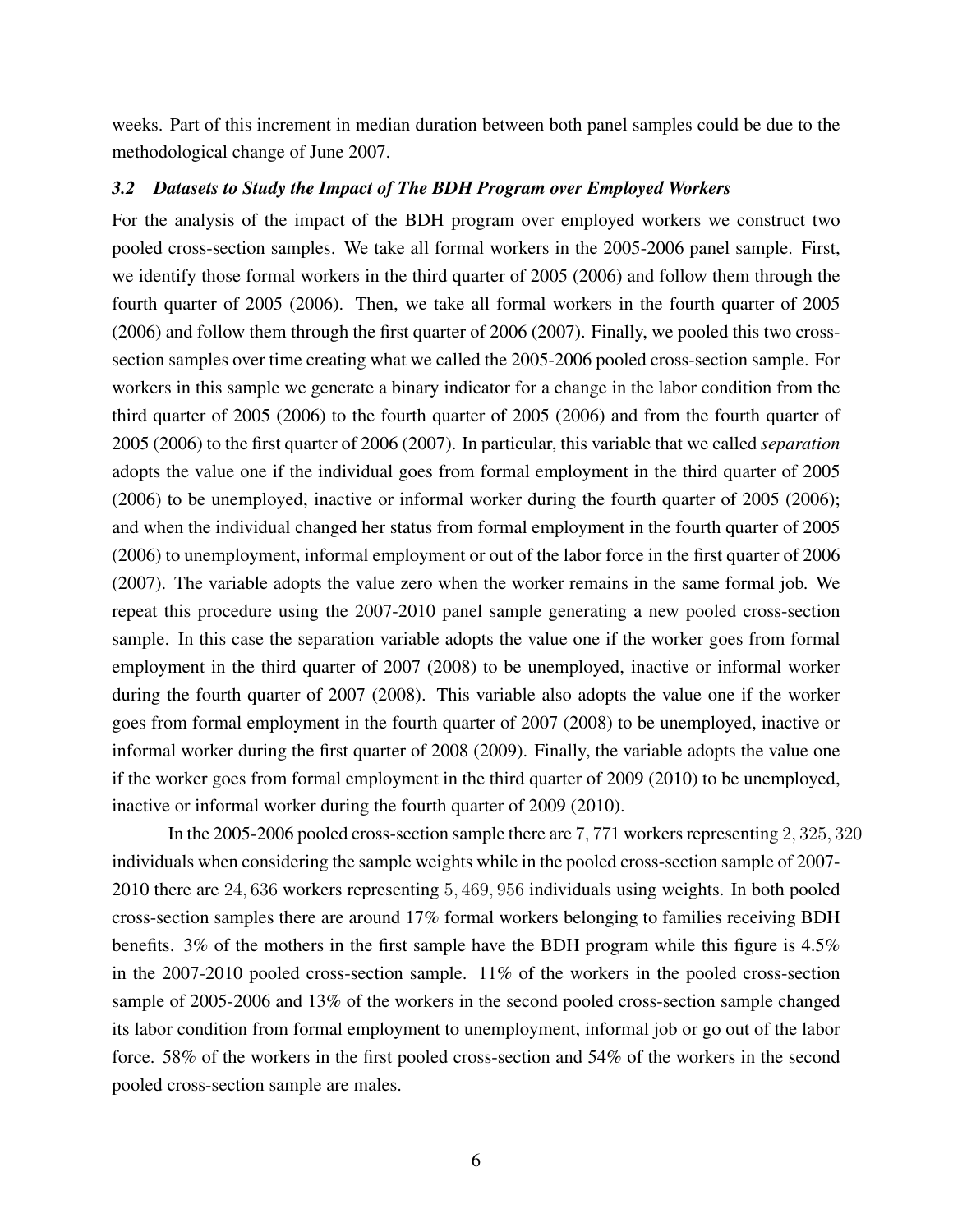weeks. Part of this increment in median duration between both panel samples could be due to the methodological change of June 2007.

### *3.2 Datasets to Study the Impact of The BDH Program over Employed Workers*

For the analysis of the impact of the BDH program over employed workers we construct two pooled cross-section samples. We take all formal workers in the 2005-2006 panel sample. First, we identify those formal workers in the third quarter of 2005 (2006) and follow them through the fourth quarter of 2005 (2006). Then, we take all formal workers in the fourth quarter of 2005 (2006) and follow them through the first quarter of 2006 (2007). Finally, we pooled this two cross-section samples over time creating what we called the 2005-2006 pooled cross-section sample. For workers in this sample we generate a binary indicator for a change in the labor condition from the third quarter of 2005 (2006) to the fourth quarter of 2005 (2006) and from the fourth quarter of 2005 (2006) to the first quarter of 2006 (2007). In particular, this variable that we called *separation* adopts the value one if the individual goes from formal employment in the third quarter of 2005 (2006) to be unemployed, inactive or informal worker during the fourth quarter of 2005 (2006); and when the individual changed her status from formal employment in the fourth quarter of 2005 (2006) to unemployment, informal employment or out of the labor force in the first quarter of 2006 (2007). The variable adopts the value zero when the worker remains in the same formal job. We repeat this procedure using the 2007-2010 panel sample generating a new pooled cross-section sample. In this case the separation variable adopts the value one if the worker goes from formal employment in the third quarter of 2007 (2008) to be unemployed, inactive or informal worker during the fourth quarter of 2007 (2008). This variable also adopts the value one if the worker goes from formal employment in the fourth quarter of 2007 (2008) to be unemployed, inactive or informal worker during the first quarter of 2008 (2009). Finally, the variable adopts the value one if the worker goes from formal employment in the third quarter of 2009 (2010) to be unemployed, inactive or informal worker during the fourth quarter of 2009 (2010).

In the 2005-2006 pooled cross-section sample there are $7,771$ workers representing $2,325,320$ individuals when considering the sample weights while in the pooled cross-section sample of 2007-2010 there are $24,636$ workers representing $5,469,956$ individuals using weights. In both pooled cross-section samples there are around 17% formal workers belonging to families receiving BDH benefits. 3% of the mothers in the first sample have the BDH program while this figure is 4.5% in the 2007-2010 pooled cross-section sample. 11% of the workers in the pooled cross-section sample of 2005-2006 and 13% of the workers in the second pooled cross-section sample changed its labor condition from formal employment to unemployment, informal job or go out of the labor force. 58% of the workers in the first pooled cross-section and 54% of the workers in the second pooled cross-section sample are males.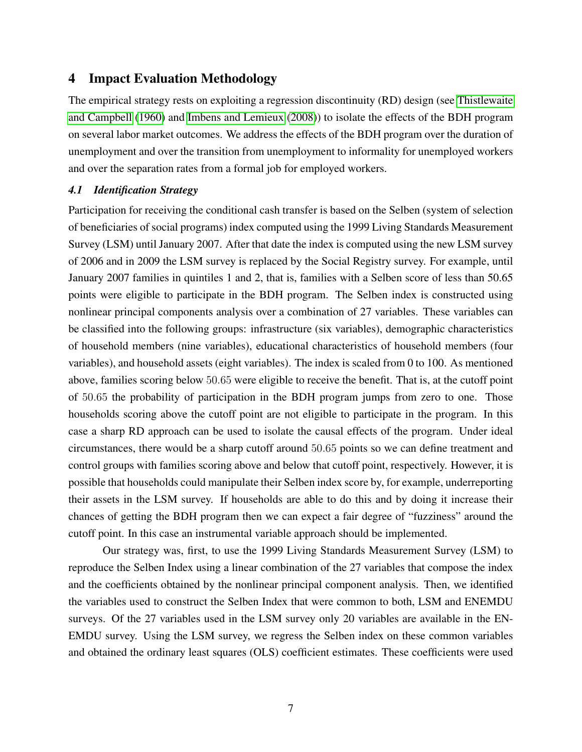# 4 Impact Evaluation Methodology

The empirical strategy rests on exploiting a regression discontinuity (RD) design (see Thistlewaite and Campbell (1960) and Imbens and Lemieux (2008)) to isolate the effects of the BDH program on several labor market outcomes. We address the effects of the BDH program over the duration of unemployment and over the transition from unemployment to informality for unemployed workers and over the separation rates from a formal job for employed workers.

## *4.1 Identification Strategy*

Participation for receiving the conditional cash transfer is based on the Selben (system of selection of beneficiaries of social programs) index computed using the 1999 Living Standards Measurement Survey (LSM) until January 2007. After that date the index is computed using the new LSM survey of 2006 and in 2009 the LSM survey is replaced by the Social Registry survey. For example, until January 2007 families in quintiles 1 and 2, that is, families with a Selben score of less than 50.65 points were eligible to participate in the BDH program. The Selben index is constructed using nonlinear principal components analysis over a combination of 27 variables. These variables can be classified into the following groups: infrastructure (six variables), demographic characteristics of household members (nine variables), educational characteristics of household members (four variables), and household assets (eight variables). The index is scaled from 0 to 100. As mentioned above, families scoring below $50.65$ were eligible to receive the benefit. That is, at the cutoff point of $50.65$ the probability of participation in the BDH program jumps from zero to one. Those households scoring above the cutoff point are not eligible to participate in the program. In this case a sharp RD approach can be used to isolate the causal effects of the program. Under ideal circumstances, there would be a sharp cutoff around $50.65$ points so we can define treatment and control groups with families scoring above and below that cutoff point, respectively. However, it is possible that households could manipulate their Selben index score by, for example, underreporting their assets in the LSM survey. If households are able to do this and by doing it increase their chances of getting the BDH program then we can expect a fair degree of "fuzziness" around the cutoff point. In this case an instrumental variable approach should be implemented.

Our strategy was, first, to use the 1999 Living Standards Measurement Survey (LSM) to reproduce the Selben Index using a linear combination of the 27 variables that compose the index and the coefficients obtained by the nonlinear principal component analysis. Then, we identified the variables used to construct the Selben Index that were common to both, LSM and ENEMDU surveys. Of the 27 variables used in the LSM survey only 20 variables are available in the ENEMDU survey. Using the LSM survey, we regress the Selben index on these common variables and obtained the ordinary least squares (OLS) coefficient estimates. These coefficients were used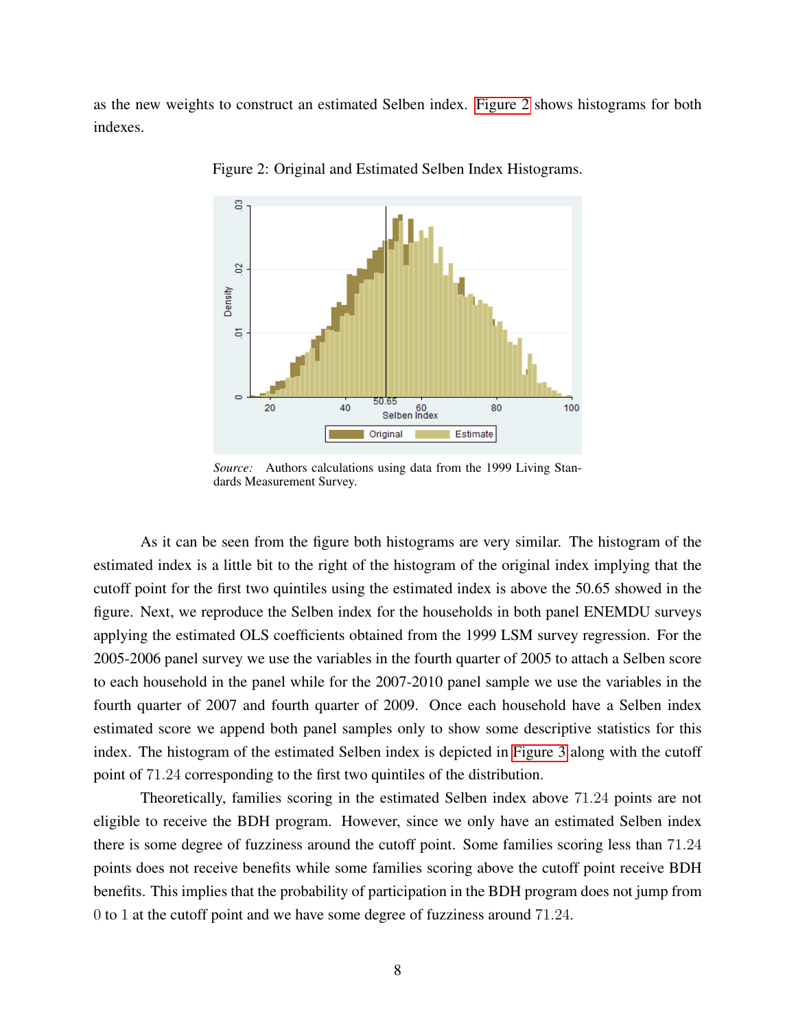as the new weights to construct an estimated Selben index. Figure 2 shows histograms for both indexes.

Figure 2: Original and Estimated Selben Index Histograms.

*Source:* Authors calculations using data from the 1999 Living Standards Measurement Survey.

As it can be seen from the figure both histograms are very similar. The histogram of the estimated index is a little bit to the right of the histogram of the original index implying that the cutoff point for the first two quintiles using the estimated index is above the 50.65 showed in the figure. Next, we reproduce the Selben index for the households in both panel ENEMDU surveys applying the estimated OLS coefficients obtained from the 1999 LSM survey regression. For the 2005-2006 panel survey we use the variables in the fourth quarter of 2005 to attach a Selben score to each household in the panel while for the 2007-2010 panel sample we use the variables in the fourth quarter of 2007 and fourth quarter of 2009. Once each household have a Selben index estimated score we append both panel samples only to show some descriptive statistics for this index. The histogram of the estimated Selben index is depicted in Figure 3 along with the cutoff point of $71.24$ corresponding to the first two quintiles of the distribution.

Theoretically, families scoring in the estimated Selben index above $71.24$ points are not eligible to receive the BDH program. However, since we only have an estimated Selben index there is some degree of fuzziness around the cutoff point. Some families scoring less than $71.24$ points does not receive benefits while some families scoring above the cutoff point receive BDH benefits. This implies that the probability of participation in the BDH program does not jump from $0$ to $1$ at the cutoff point and we have some degree of fuzziness around $71.24$.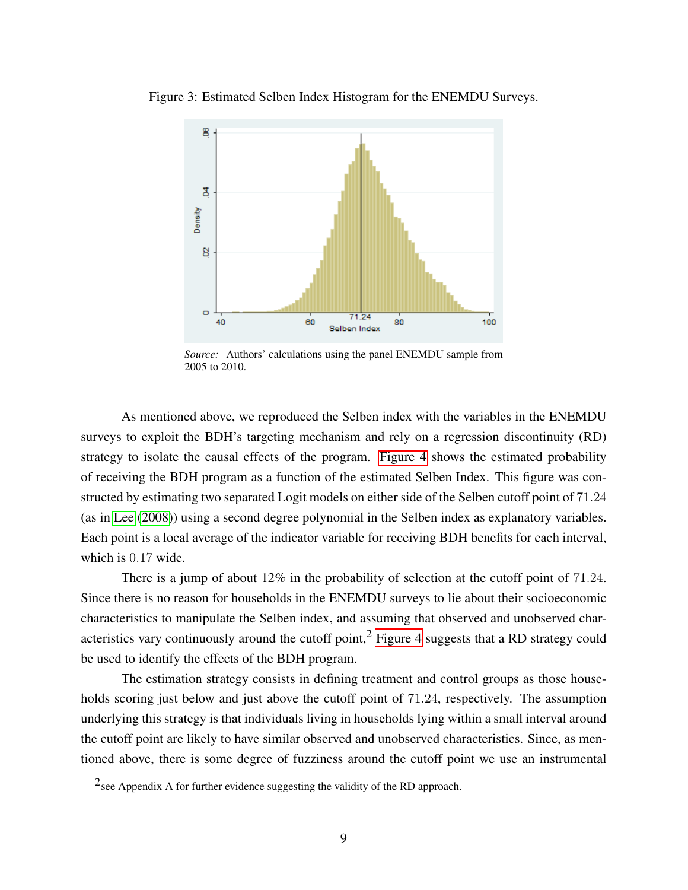Figure 3: Estimated Selben Index Histogram for the ENEMDU Surveys.

*Source:* Authors' calculations using the panel ENEMDU sample from 2005 to 2010.

As mentioned above, we reproduced the Selben index with the variables in the ENEMDU surveys to exploit the BDH's targeting mechanism and rely on a regression discontinuity (RD) strategy to isolate the causal effects of the program. Figure 4 shows the estimated probability of receiving the BDH program as a function of the estimated Selben Index. This figure was constructed by estimating two separated Logit models on either side of the Selben cutoff point of 71.24 (as in Lee (2008)) using a second degree polynomial in the Selben index as explanatory variables. Each point is a local average of the indicator variable for receiving BDH benefits for each interval, which is 0.17 wide.

There is a jump of about 12% in the probability of selection at the cutoff point of 71.24. Since there is no reason for households in the ENEMDU surveys to lie about their socioeconomic characteristics to manipulate the Selben index, and assuming that observed and unobserved characteristics vary continuously around the cutoff point,[2] Figure 4 suggests that a RD strategy could be used to identify the effects of the BDH program.

The estimation strategy consists in defining treatment and control groups as those households scoring just below and just above the cutoff point of 71.24, respectively. The assumption underlying this strategy is that individuals living in households lying within a small interval around the cutoff point are likely to have similar observed and unobserved characteristics. Since, as mentioned above, there is some degree of fuzziness around the cutoff point we use an instrumental

[2] see Appendix A for further evidence suggesting the validity of the RD approach.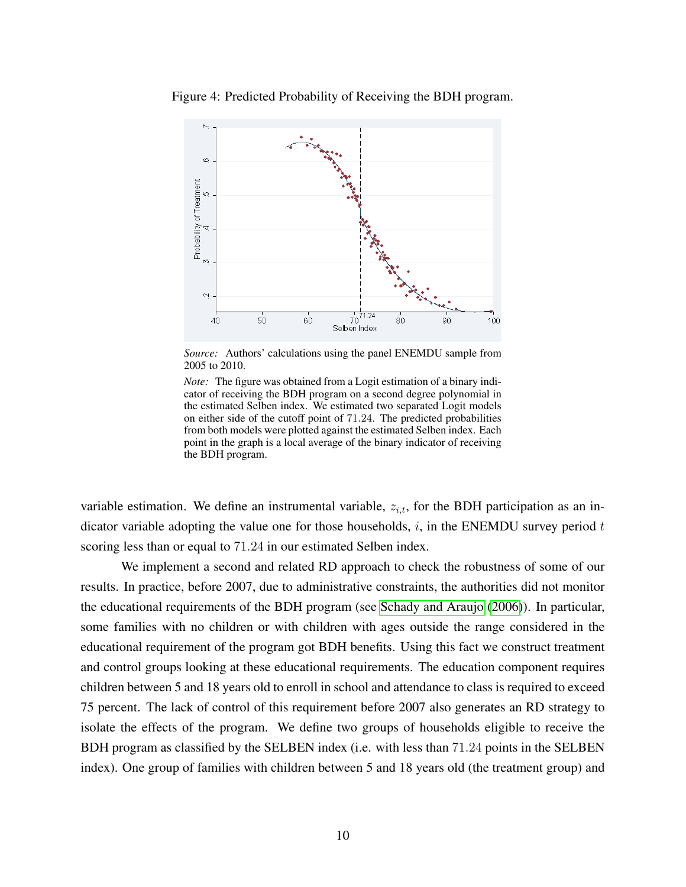Figure 4: Predicted Probability of Receiving the BDH program.

*Source:* Authors' calculations using the panel ENEMDU sample from 2005 to 2010.

*Note:* The figure was obtained from a Logit estimation of a binary indicator of receiving the BDH program on a second degree polynomial in the estimated Selben index. We estimated two separated Logit models on either side of the cutoff point of $71.24$. The predicted probabilities from both models were plotted against the estimated Selben index. Each point in the graph is a local average of the binary indicator of receiving the BDH program.

variable estimation. We define an instrumental variable, $z_{i,t}$, for the BDH participation as an indicator variable adopting the value one for those households, $i$, in the ENEMDU survey period $t$ scoring less than or equal to $71.24$ in our estimated Selben index.

We implement a second and related RD approach to check the robustness of some of our results. In practice, before 2007, due to administrative constraints, the authorities did not monitor the educational requirements of the BDH program (see Schady and Araujo (2006)). In particular, some families with no children or with children with ages outside the range considered in the educational requirement of the program got BDH benefits. Using this fact we construct treatment and control groups looking at these educational requirements. The education component requires children between 5 and 18 years old to enroll in school and attendance to class is required to exceed 75 percent. The lack of control of this requirement before 2007 also generates an RD strategy to isolate the effects of the program. We define two groups of households eligible to receive the BDH program as classified by the SELBEN index (i.e. with less than $71.24$ points in the SELBEN index). One group of families with children between 5 and 18 years old (the treatment group) and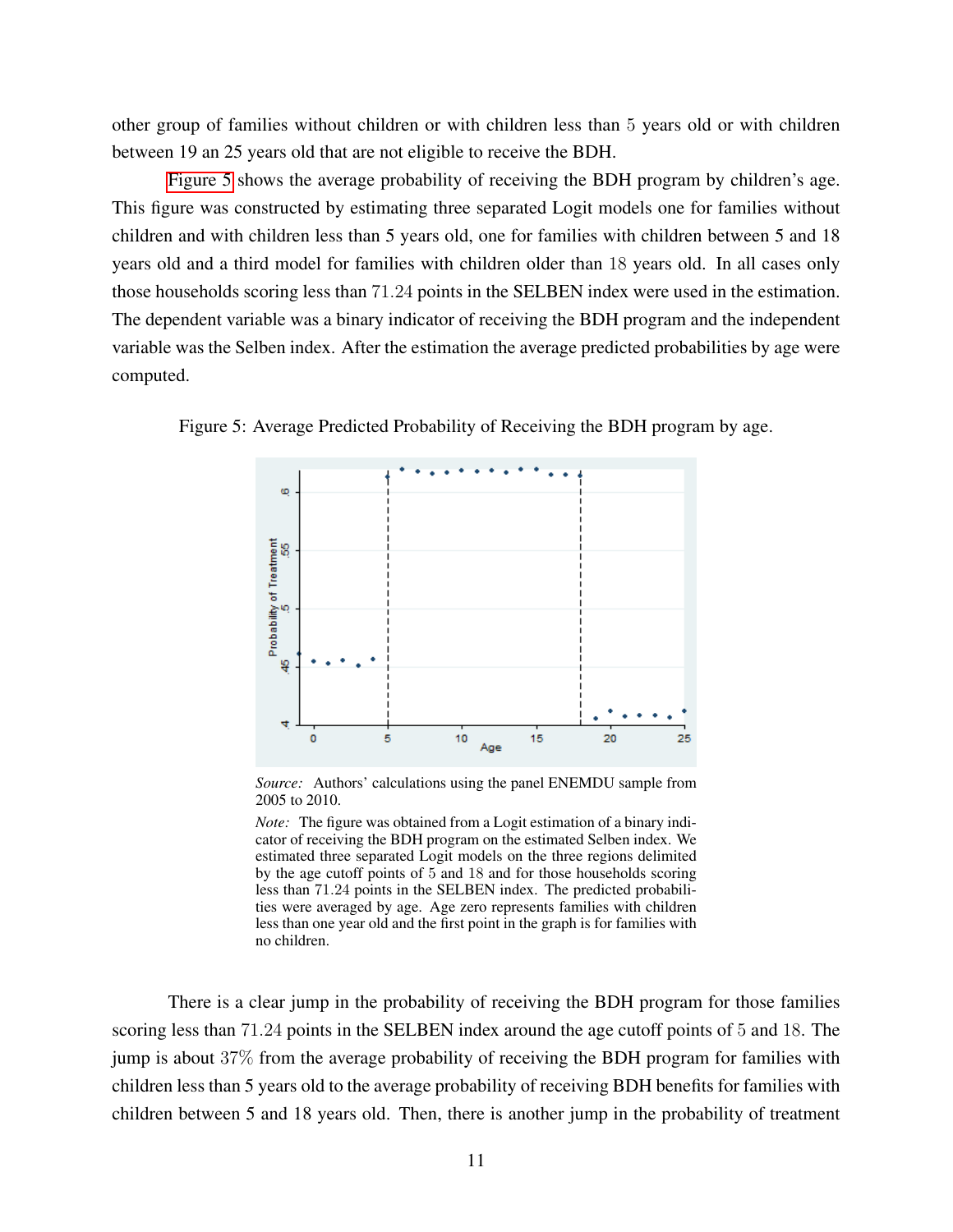other group of families without children or with children less than 5 years old or with children between 19 an 25 years old that are not eligible to receive the BDH.

Figure 5 shows the average probability of receiving the BDH program by children's age. This figure was constructed by estimating three separated Logit models one for families without children and with children less than 5 years old, one for families with children between 5 and 18 years old and a third model for families with children older than 18 years old. In all cases only those households scoring less than 71.24 points in the SELBEN index were used in the estimation. The dependent variable was a binary indicator of receiving the BDH program and the independent variable was the Selben index. After the estimation the average predicted probabilities by age were computed.

Figure 5: Average Predicted Probability of Receiving the BDH program by age.

*Source:* Authors' calculations using the panel ENEMDU sample from 2005 to 2010.

*Note:* The figure was obtained from a Logit estimation of a binary indicator of receiving the BDH program on the estimated Selben index. We estimated three separated Logit models on the three regions delimited by the age cutoff points of 5 and 18 and for those households scoring less than 71.24 points in the SELBEN index. The predicted probabilities were averaged by age. Age zero represents families with children less than one year old and the first point in the graph is for families with no children.

There is a clear jump in the probability of receiving the BDH program for those families scoring less than 71.24 points in the SELBEN index around the age cutoff points of 5 and 18. The jump is about 37% from the average probability of receiving the BDH program for families with children less than 5 years old to the average probability of receiving BDH benefits for families with children between 5 and 18 years old. Then, there is another jump in the probability of treatment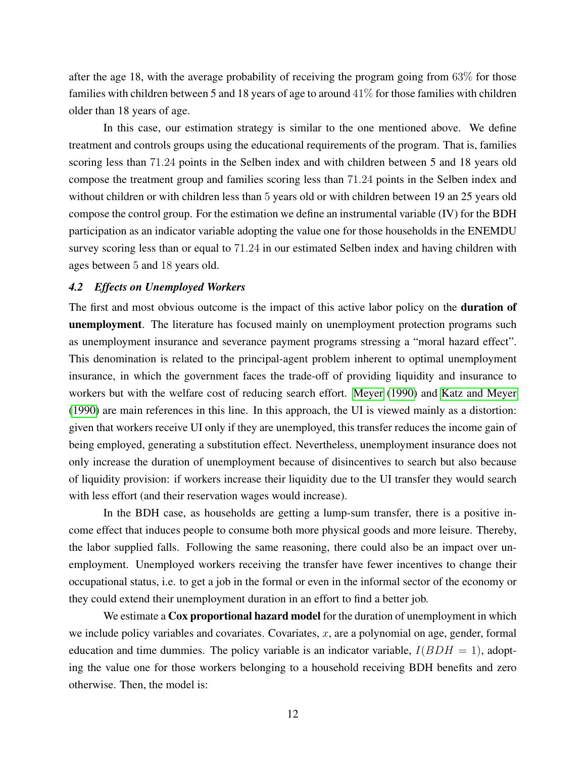after the age 18, with the average probability of receiving the program going from $63\%$ for those families with children between 5 and 18 years of age to around $41\%$ for those families with children older than 18 years of age.

In this case, our estimation strategy is similar to the one mentioned above. We define treatment and controls groups using the educational requirements of the program. That is, families scoring less than $71.24$ points in the Selben index and with children between 5 and 18 years old compose the treatment group and families scoring less than $71.24$ points in the Selben index and without children or with children less than $5$ years old or with children between 19 an 25 years old compose the control group. For the estimation we define an instrumental variable (IV) for the BDH participation as an indicator variable adopting the value one for those households in the ENEMDU survey scoring less than or equal to $71.24$ in our estimated Selben index and having children with ages between $5$ and $18$ years old.

### *4.2 Effects on Unemployed Workers*

The first and most obvious outcome is the impact of this active labor policy on the **duration of unemployment**. The literature has focused mainly on unemployment protection programs such as unemployment insurance and severance payment programs stressing a "moral hazard effect". This denomination is related to the principal-agent problem inherent to optimal unemployment insurance, in which the government faces the trade-off of providing liquidity and insurance to workers but with the welfare cost of reducing search effort. Meyer (1990) and Katz and Meyer (1990) are main references in this line. In this approach, the UI is viewed mainly as a distortion: given that workers receive UI only if they are unemployed, this transfer reduces the income gain of being employed, generating a substitution effect. Nevertheless, unemployment insurance does not only increase the duration of unemployment because of disincentives to search but also because of liquidity provision: if workers increase their liquidity due to the UI transfer they would search with less effort (and their reservation wages would increase).

In the BDH case, as households are getting a lump-sum transfer, there is a positive income effect that induces people to consume both more physical goods and more leisure. Thereby, the labor supplied falls. Following the same reasoning, there could also be an impact over unemployment. Unemployed workers receiving the transfer have fewer incentives to change their occupational status, i.e. to get a job in the formal or even in the informal sector of the economy or they could extend their unemployment duration in an effort to find a better job.

We estimate a **Cox proportional hazard model** for the duration of unemployment in which we include policy variables and covariates. Covariates, $x$, are a polynomial on age, gender, formal education and time dummies. The policy variable is an indicator variable, $I(BDH = 1)$, adopting the value one for those workers belonging to a household receiving BDH benefits and zero otherwise. Then, the model is: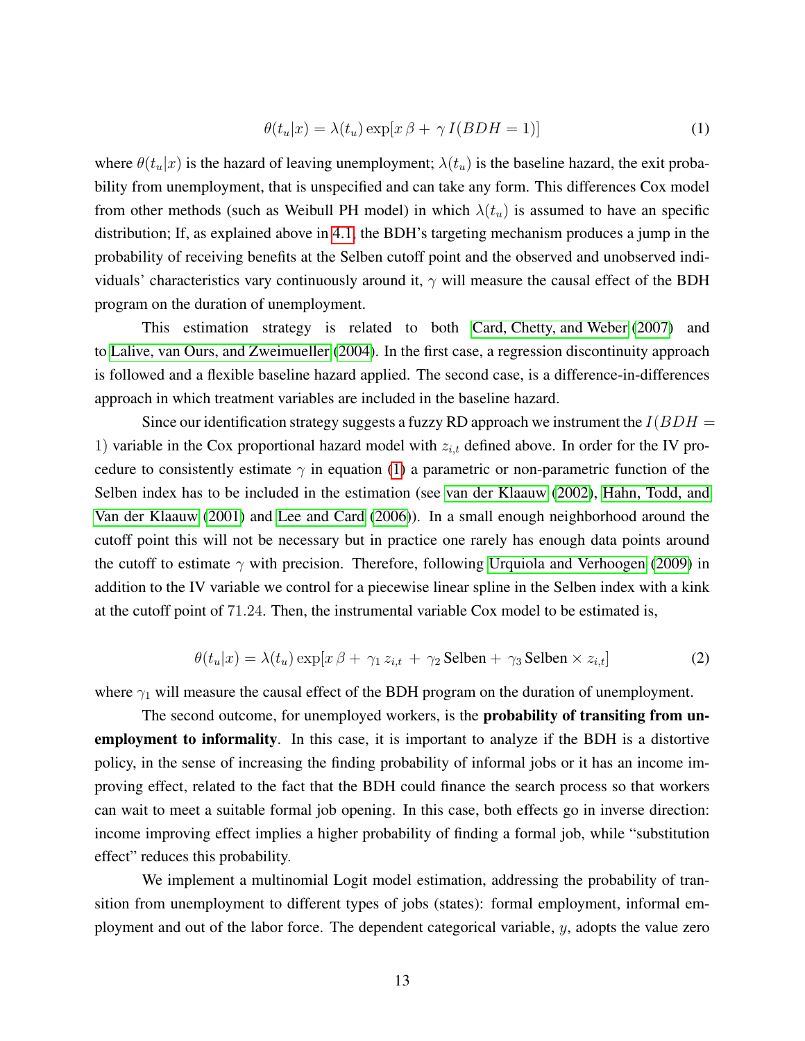$$\theta(t_u|x) = \lambda(t_u) \exp[x\,\beta + \,\gamma\, I(BDH = 1)] \tag{1}$$

where $\theta(t_u|x)$ is the hazard of leaving unemployment; $\lambda(t_u)$ is the baseline hazard, the exit probability from unemployment, that is unspecified and can take any form. This differences Cox model from other methods (such as Weibull PH model) in which $\lambda(t_u)$ is assumed to have an specific distribution; If, as explained above in 4.1, the BDH's targeting mechanism produces a jump in the probability of receiving benefits at the Selben cutoff point and the observed and unobserved individuals' characteristics vary continuously around it, $\gamma$ will measure the causal effect of the BDH program on the duration of unemployment.

This estimation strategy is related to both Card, Chetty, and Weber (2007) and to Lalive, van Ours, and Zweimueller (2004). In the first case, a regression discontinuity approach is followed and a flexible baseline hazard applied. The second case, is a difference-in-differences approach in which treatment variables are included in the baseline hazard.

Since our identification strategy suggests a fuzzy RD approach we instrument the $I(BDH = 1)$ variable in the Cox proportional hazard model with $z_{i,t}$ defined above. In order for the IV procedure to consistently estimate $\gamma$ in equation (1) a parametric or non-parametric function of the Selben index has to be included in the estimation (see van der Klaauw (2002), Hahn, Todd, and Van der Klaauw (2001) and Lee and Card (2006)). In a small enough neighborhood around the cutoff point this will not be necessary but in practice one rarely has enough data points around the cutoff to estimate $\gamma$ with precision. Therefore, following Urquiola and Verhoogen (2009) in addition to the IV variable we control for a piecewise linear spline in the Selben index with a kink at the cutoff point of $71.24$. Then, the instrumental variable Cox model to be estimated is,

$$\theta(t_u|x) = \lambda(t_u) \exp[x\,\beta + \,\gamma_1\, z_{i,t} \,+\, \gamma_2\, \text{Selben} + \,\gamma_3\, \text{Selben} \times z_{i,t}] \tag{2}$$

where $\gamma_1$ will measure the causal effect of the BDH program on the duration of unemployment.

The second outcome, for unemployed workers, is the **probability of transiting from unemployment to informality**. In this case, it is important to analyze if the BDH is a distortive policy, in the sense of increasing the finding probability of informal jobs or it has an income improving effect, related to the fact that the BDH could finance the search process so that workers can wait to meet a suitable formal job opening. In this case, both effects go in inverse direction: income improving effect implies a higher probability of finding a formal job, while "substitution effect" reduces this probability.

We implement a multinomial Logit model estimation, addressing the probability of transition from unemployment to different types of jobs (states): formal employment, informal employment and out of the labor force. The dependent categorical variable, $y$, adopts the value zero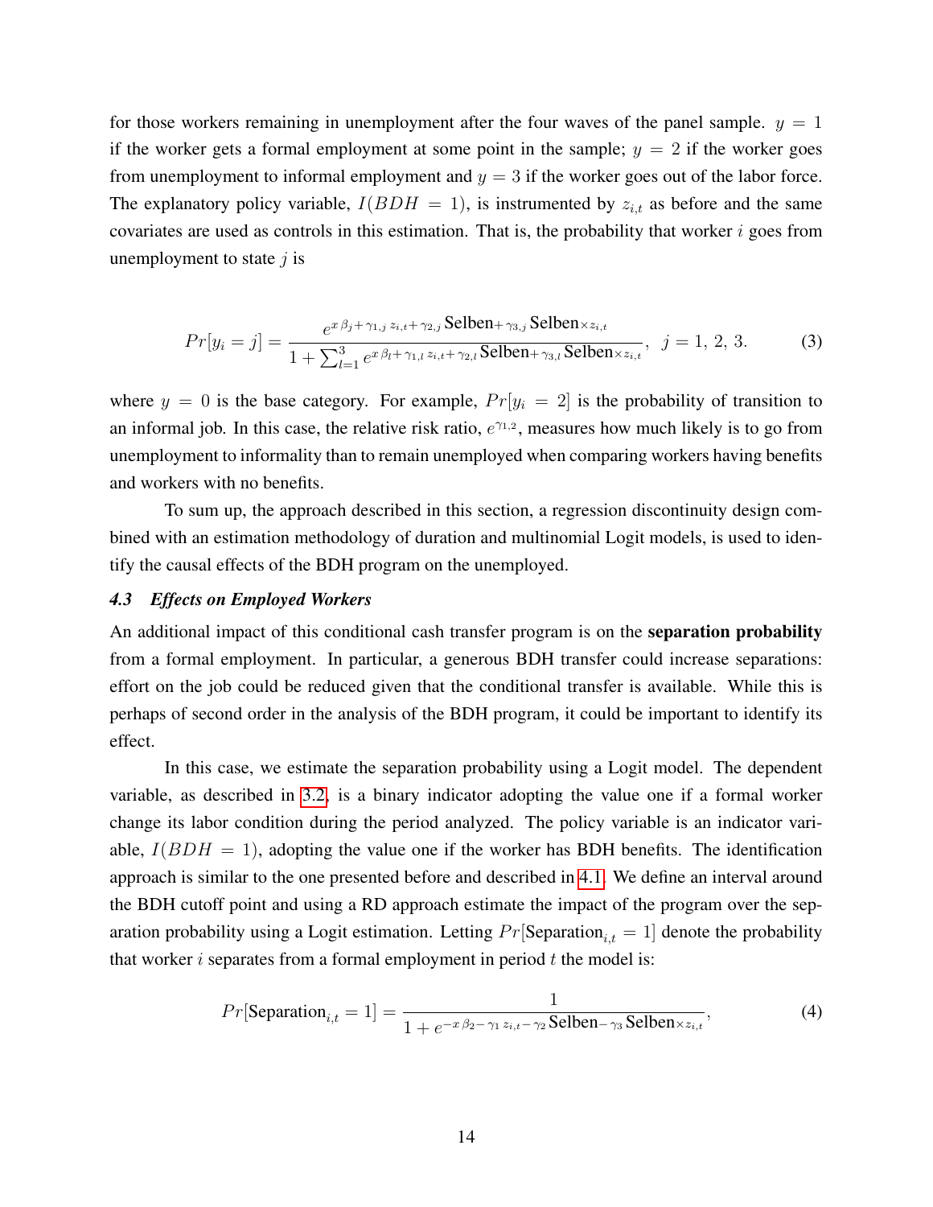for those workers remaining in unemployment after the four waves of the panel sample. $y = 1$ if the worker gets a formal employment at some point in the sample; $y = 2$ if the worker goes from unemployment to informal employment and $y = 3$ if the worker goes out of the labor force. The explanatory policy variable, $I(BDH = 1)$, is instrumented by $z_{i,t}$ as before and the same covariates are used as controls in this estimation. That is, the probability that worker $i$ goes from unemployment to state $j$ is

$$Pr[y_i = j] = \frac{e^{x\,\beta_j + \gamma_{1,j}\,z_{i,t} + \gamma_{2,j}\,\text{Selben} + \gamma_{3,j}\,\text{Selben}\times z_{i,t}}}{1 + \sum_{l=1}^{3} e^{x\,\beta_l + \gamma_{1,l}\,z_{i,t} + \gamma_{2,l}\,\text{Selben} + \gamma_{3,l}\,\text{Selben}\times z_{i,t}}}, \quad j = 1,\, 2,\, 3. \tag{3}$$

where $y = 0$ is the base category. For example, $Pr[y_i = 2]$ is the probability of transition to an informal job. In this case, the relative risk ratio, $e^{\gamma_{1,2}}$, measures how much likely is to go from unemployment to informality than to remain unemployed when comparing workers having benefits and workers with no benefits.

To sum up, the approach described in this section, a regression discontinuity design combined with an estimation methodology of duration and multinomial Logit models, is used to identify the causal effects of the BDH program on the unemployed.

### *4.3 Effects on Employed Workers*

An additional impact of this conditional cash transfer program is on the **separation probability** from a formal employment. In particular, a generous BDH transfer could increase separations: effort on the job could be reduced given that the conditional transfer is available. While this is perhaps of second order in the analysis of the BDH program, it could be important to identify its effect.

In this case, we estimate the separation probability using a Logit model. The dependent variable, as described in 3.2, is a binary indicator adopting the value one if a formal worker change its labor condition during the period analyzed. The policy variable is an indicator variable, $I(BDH = 1)$, adopting the value one if the worker has BDH benefits. The identification approach is similar to the one presented before and described in 4.1. We define an interval around the BDH cutoff point and using a RD approach estimate the impact of the program over the separation probability using a Logit estimation. Letting $Pr[\text{Separation}_{i,t} = 1]$ denote the probability that worker $i$ separates from a formal employment in period $t$ the model is:

$$Pr[\text{Separation}_{i,t} = 1] = \frac{1}{1 + e^{-x\,\beta_2 - \gamma_1\,z_{i,t} - \gamma_2\,\text{Selben} - \gamma_3\,\text{Selben}\times z_{i,t}}}, \tag{4}$$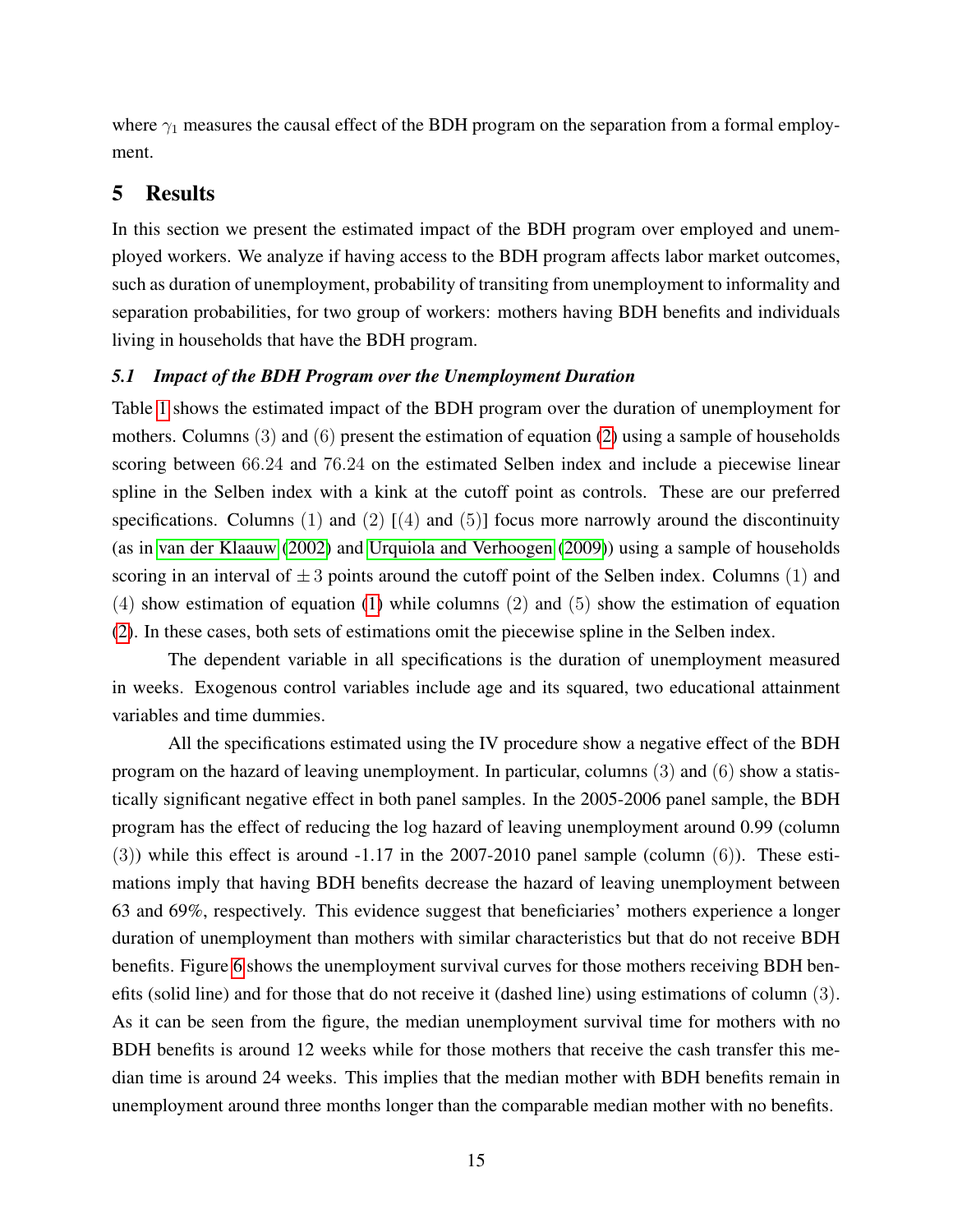where $\gamma_1$ measures the causal effect of the BDH program on the separation from a formal employment.

# 5 Results

In this section we present the estimated impact of the BDH program over employed and unemployed workers. We analyze if having access to the BDH program affects labor market outcomes, such as duration of unemployment, probability of transiting from unemployment to informality and separation probabilities, for two group of workers: mothers having BDH benefits and individuals living in households that have the BDH program.

### *5.1 Impact of the BDH Program over the Unemployment Duration*

Table 1 shows the estimated impact of the BDH program over the duration of unemployment for mothers. Columns (3) and (6) present the estimation of equation (2) using a sample of households scoring between 66.24 and 76.24 on the estimated Selben index and include a piecewise linear spline in the Selben index with a kink at the cutoff point as controls. These are our preferred specifications. Columns (1) and (2) [(4) and (5)] focus more narrowly around the discontinuity (as in van der Klaauw (2002) and Urquiola and Verhoogen (2009)) using a sample of households scoring in an interval of $\pm 3$ points around the cutoff point of the Selben index. Columns (1) and (4) show estimation of equation (1) while columns (2) and (5) show the estimation of equation (2). In these cases, both sets of estimations omit the piecewise spline in the Selben index.

The dependent variable in all specifications is the duration of unemployment measured in weeks. Exogenous control variables include age and its squared, two educational attainment variables and time dummies.

All the specifications estimated using the IV procedure show a negative effect of the BDH program on the hazard of leaving unemployment. In particular, columns (3) and (6) show a statistically significant negative effect in both panel samples. In the 2005-2006 panel sample, the BDH program has the effect of reducing the log hazard of leaving unemployment around 0.99 (column (3)) while this effect is around -1.17 in the 2007-2010 panel sample (column (6)). These estimations imply that having BDH benefits decrease the hazard of leaving unemployment between 63 and 69%, respectively. This evidence suggest that beneficiaries' mothers experience a longer duration of unemployment than mothers with similar characteristics but that do not receive BDH benefits. Figure 6 shows the unemployment survival curves for those mothers receiving BDH benefits (solid line) and for those that do not receive it (dashed line) using estimations of column (3). As it can be seen from the figure, the median unemployment survival time for mothers with no BDH benefits is around 12 weeks while for those mothers that receive the cash transfer this median time is around 24 weeks. This implies that the median mother with BDH benefits remain in unemployment around three months longer than the comparable median mother with no benefits.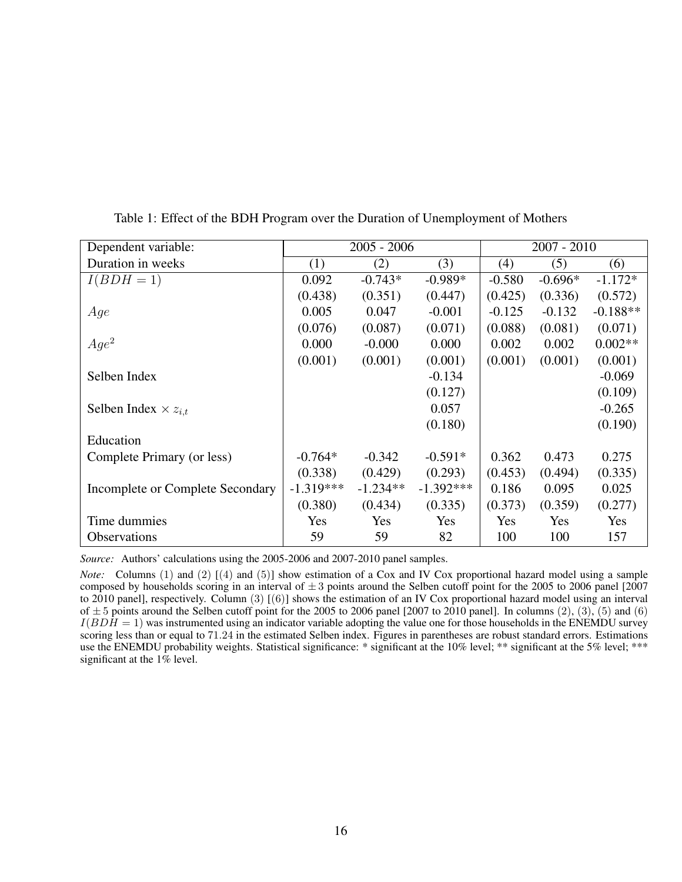Table 1: Effect of the BDH Program over the Duration of Unemployment of Mothers

| Dependent variable: | 2005 - 2006 | | | 2007 - 2010 | | |
|---|---|---|---|---|---|---|
| Duration in weeks | (1) | (2) | (3) | (4) | (5) | (6) |
| $I(BDH = 1)$ | 0.092 | -0.743* | -0.989* | -0.580 | -0.696* | -1.172* |
| | (0.438) | (0.351) | (0.447) | (0.425) | (0.336) | (0.572) |
| $Age$ | 0.005 | 0.047 | -0.001 | -0.125 | -0.132 | -0.188** |
| | (0.076) | (0.087) | (0.071) | (0.088) | (0.081) | (0.071) |
| $Age^2$ | 0.000 | -0.000 | 0.000 | 0.002 | 0.002 | 0.002** |
| | (0.001) | (0.001) | (0.001) | (0.001) | (0.001) | (0.001) |
| Selben Index | | | -0.134 | | | -0.069 |
| | | | (0.127) | | | (0.109) |
| Selben Index $\times z_{i,t}$ | | | 0.057 | | | -0.265 |
| | | | (0.180) | | | (0.190) |
| Education | | | | | | |
| Complete Primary (or less) | -0.764* | -0.342 | -0.591* | 0.362 | 0.473 | 0.275 |
| | (0.338) | (0.429) | (0.293) | (0.453) | (0.494) | (0.335) |
| Incomplete or Complete Secondary | -1.319*** | -1.234** | -1.392*** | 0.186 | 0.095 | 0.025 |
| | (0.380) | (0.434) | (0.335) | (0.373) | (0.359) | (0.277) |
| Time dummies | Yes | Yes | Yes | Yes | Yes | Yes |
| Observations | 59 | 59 | 82 | 100 | 100 | 157 |

*Source:* Authors' calculations using the 2005-2006 and 2007-2010 panel samples.

*Note:* Columns $(1)$ and $(2)$ [$(4)$ and $(5)$] show estimation of a Cox and IV Cox proportional hazard model using a sample composed by households scoring in an interval of $\pm 3$ points around the Selben cutoff point for the 2005 to 2006 panel [2007 to 2010 panel], respectively. Column $(3)$ [$(6)$] shows the estimation of an IV Cox proportional hazard model using an interval of $\pm 5$ points around the Selben cutoff point for the 2005 to 2006 panel [2007 to 2010 panel]. In columns $(2)$, $(3)$, $(5)$ and $(6)$ $I(BDH = 1)$ was instrumented using an indicator variable adopting the value one for those households in the ENEMDU survey scoring less than or equal to $71.24$ in the estimated Selben index. Figures in parentheses are robust standard errors. Estimations use the ENEMDU probability weights. Statistical significance: * significant at the 10% level; ** significant at the 5% level; *** significant at the 1% level.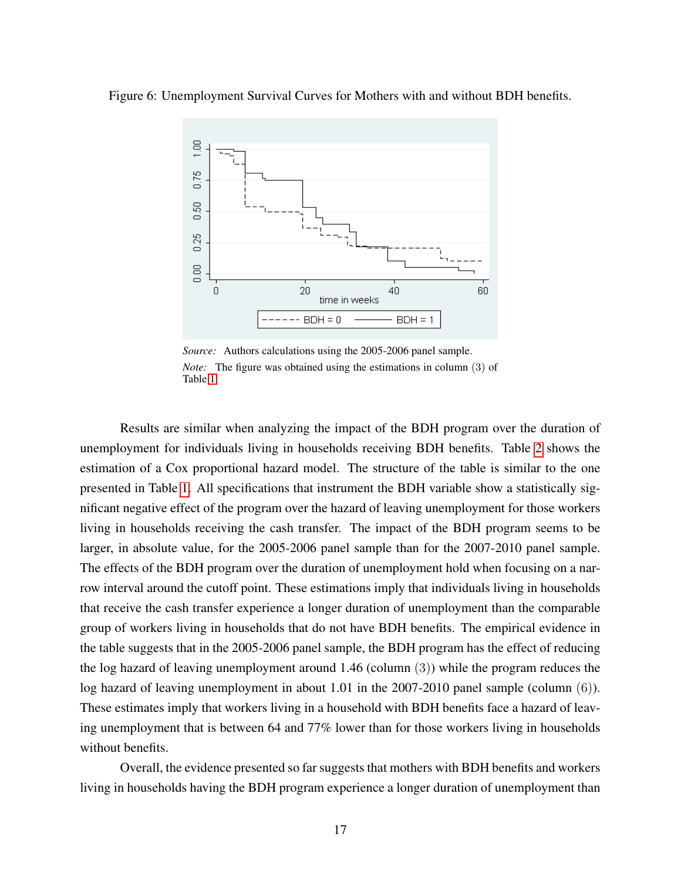Figure 6: Unemployment Survival Curves for Mothers with and without BDH benefits.

*Source:* Authors calculations using the 2005-2006 panel sample.
*Note:* The figure was obtained using the estimations in column (3) of Table 1

Results are similar when analyzing the impact of the BDH program over the duration of unemployment for individuals living in households receiving BDH benefits. Table 2 shows the estimation of a Cox proportional hazard model. The structure of the table is similar to the one presented in Table 1. All specifications that instrument the BDH variable show a statistically significant negative effect of the program over the hazard of leaving unemployment for those workers living in households receiving the cash transfer. The impact of the BDH program seems to be larger, in absolute value, for the 2005-2006 panel sample than for the 2007-2010 panel sample. The effects of the BDH program over the duration of unemployment hold when focusing on a narrow interval around the cutoff point. These estimations imply that individuals living in households that receive the cash transfer experience a longer duration of unemployment than the comparable group of workers living in households that do not have BDH benefits. The empirical evidence in the table suggests that in the 2005-2006 panel sample, the BDH program has the effect of reducing the log hazard of leaving unemployment around 1.46 (column (3)) while the program reduces the log hazard of leaving unemployment in about 1.01 in the 2007-2010 panel sample (column (6)). These estimates imply that workers living in a household with BDH benefits face a hazard of leaving unemployment that is between 64 and 77% lower than for those workers living in households without benefits.

Overall, the evidence presented so far suggests that mothers with BDH benefits and workers living in households having the BDH program experience a longer duration of unemployment than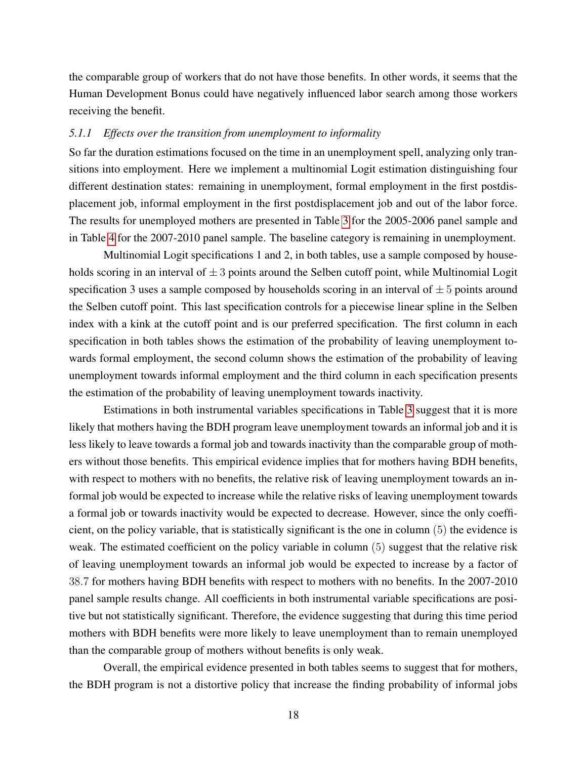the comparable group of workers that do not have those benefits. In other words, it seems that the Human Development Bonus could have negatively influenced labor search among those workers receiving the benefit.

### 5.1.1 *Effects over the transition from unemployment to informality*

So far the duration estimations focused on the time in an unemployment spell, analyzing only transitions into employment. Here we implement a multinomial Logit estimation distinguishing four different destination states: remaining in unemployment, formal employment in the first postdisplacement job, informal employment in the first postdisplacement job and out of the labor force. The results for unemployed mothers are presented in Table 3 for the 2005-2006 panel sample and in Table 4 for the 2007-2010 panel sample. The baseline category is remaining in unemployment.

Multinomial Logit specifications 1 and 2, in both tables, use a sample composed by households scoring in an interval of $\pm 3$ points around the Selben cutoff point, while Multinomial Logit specification 3 uses a sample composed by households scoring in an interval of $\pm 5$ points around the Selben cutoff point. This last specification controls for a piecewise linear spline in the Selben index with a kink at the cutoff point and is our preferred specification. The first column in each specification in both tables shows the estimation of the probability of leaving unemployment towards formal employment, the second column shows the estimation of the probability of leaving unemployment towards informal employment and the third column in each specification presents the estimation of the probability of leaving unemployment towards inactivity.

Estimations in both instrumental variables specifications in Table 3 suggest that it is more likely that mothers having the BDH program leave unemployment towards an informal job and it is less likely to leave towards a formal job and towards inactivity than the comparable group of mothers without those benefits. This empirical evidence implies that for mothers having BDH benefits, with respect to mothers with no benefits, the relative risk of leaving unemployment towards an informal job would be expected to increase while the relative risks of leaving unemployment towards a formal job or towards inactivity would be expected to decrease. However, since the only coefficient, on the policy variable, that is statistically significant is the one in column $(5)$ the evidence is weak. The estimated coefficient on the policy variable in column $(5)$ suggest that the relative risk of leaving unemployment towards an informal job would be expected to increase by a factor of $38.7$ for mothers having BDH benefits with respect to mothers with no benefits. In the 2007-2010 panel sample results change. All coefficients in both instrumental variable specifications are positive but not statistically significant. Therefore, the evidence suggesting that during this time period mothers with BDH benefits were more likely to leave unemployment than to remain unemployed than the comparable group of mothers without benefits is only weak.

Overall, the empirical evidence presented in both tables seems to suggest that for mothers, the BDH program is not a distortive policy that increase the finding probability of informal jobs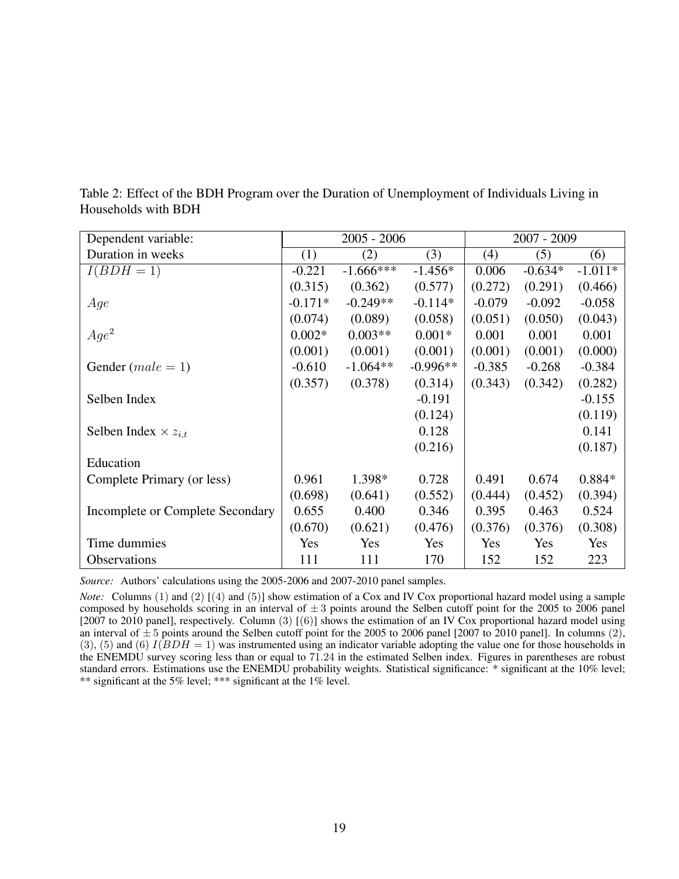Table 2: Effect of the BDH Program over the Duration of Unemployment of Individuals Living in Households with BDH

| Dependent variable: | 2005 - 2006 | | | 2007 - 2009 | | |
|---|---|---|---|---|---|---|
| Duration in weeks | (1) | (2) | (3) | (4) | (5) | (6) |
| $I(BDH = 1)$ | -0.221 | -1.666*** | -1.456* | 0.006 | -0.634* | -1.011* |
| | (0.315) | (0.362) | (0.577) | (0.272) | (0.291) | (0.466) |
| $Age$ | -0.171* | -0.249** | -0.114* | -0.079 | -0.092 | -0.058 |
| | (0.074) | (0.089) | (0.058) | (0.051) | (0.050) | (0.043) |
| $Age^2$ | 0.002* | 0.003** | 0.001* | 0.001 | 0.001 | 0.001 |
| | (0.001) | (0.001) | (0.001) | (0.001) | (0.001) | (0.000) |
| Gender ($male = 1$) | -0.610 | -1.064** | -0.996** | -0.385 | -0.268 | -0.384 |
| | (0.357) | (0.378) | (0.314) | (0.343) | (0.342) | (0.282) |
| Selben Index | | | -0.191 | | | -0.155 |
| | | | (0.124) | | | (0.119) |
| Selben Index $\times z_{i,t}$ | | | 0.128 | | | 0.141 |
| | | | (0.216) | | | (0.187) |
| Education | | | | | | |
| Complete Primary (or less) | 0.961 | 1.398* | 0.728 | 0.491 | 0.674 | 0.884* |
| | (0.698) | (0.641) | (0.552) | (0.444) | (0.452) | (0.394) |
| Incomplete or Complete Secondary | 0.655 | 0.400 | 0.346 | 0.395 | 0.463 | 0.524 |
| | (0.670) | (0.621) | (0.476) | (0.376) | (0.376) | (0.308) |
| Time dummies | Yes | Yes | Yes | Yes | Yes | Yes |
| Observations | 111 | 111 | 170 | 152 | 152 | 223 |

*Source:* Authors' calculations using the 2005-2006 and 2007-2010 panel samples.

*Note:* Columns (1) and (2) [(4) and (5)] show estimation of a Cox and IV Cox proportional hazard model using a sample composed by households scoring in an interval of $\pm 3$ points around the Selben cutoff point for the 2005 to 2006 panel [2007 to 2010 panel], respectively. Column (3) [(6)] shows the estimation of an IV Cox proportional hazard model using an interval of $\pm 5$ points around the Selben cutoff point for the 2005 to 2006 panel [2007 to 2010 panel]. In columns (2), (3), (5) and (6) $I(BDH = 1)$ was instrumented using an indicator variable adopting the value one for those households in the ENEMDU survey scoring less than or equal to 71.24 in the estimated Selben index. Figures in parentheses are robust standard errors. Estimations use the ENEMDU probability weights. Statistical significance: * significant at the 10% level; ** significant at the 5% level; *** significant at the 1% level.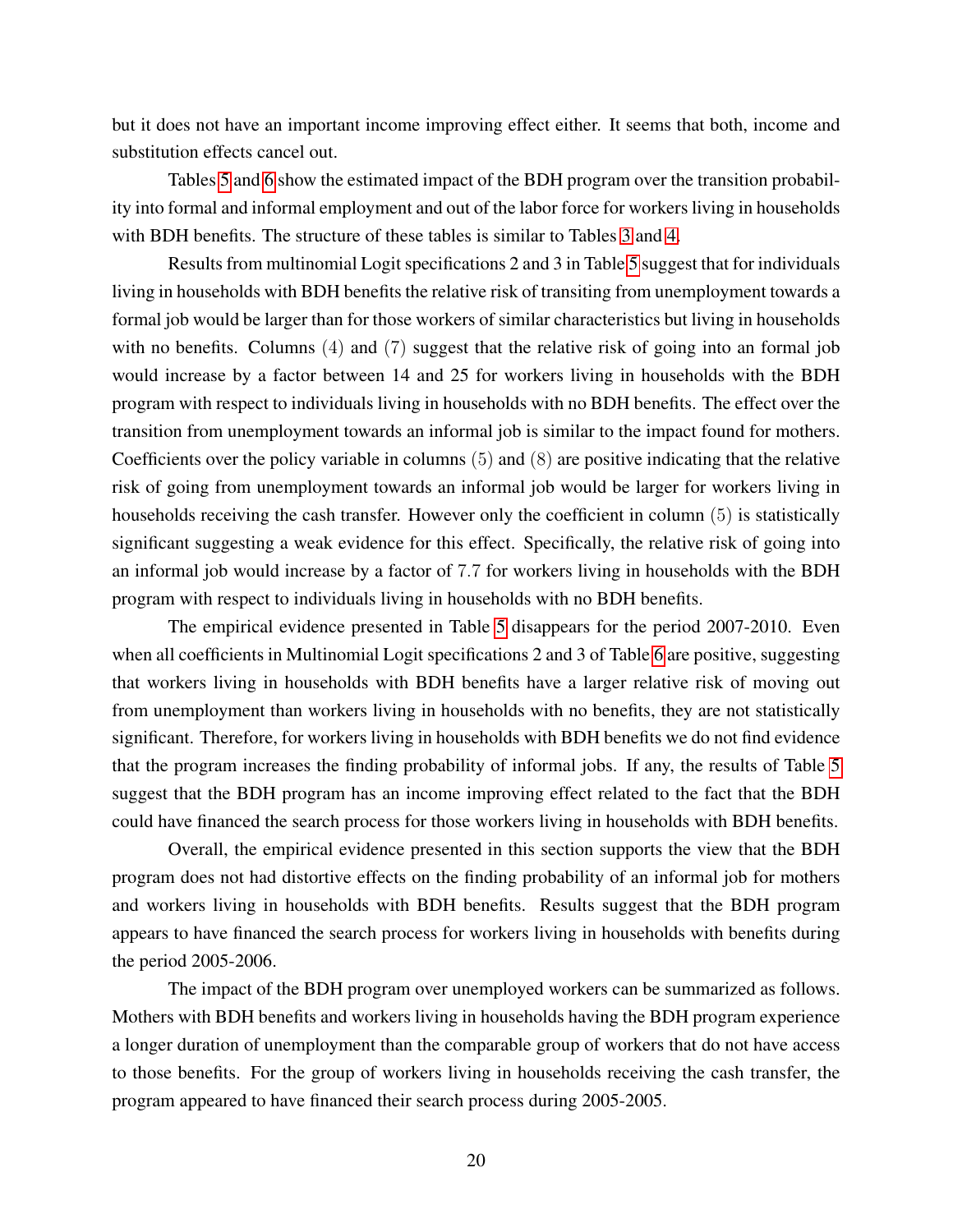but it does not have an important income improving effect either. It seems that both, income and substitution effects cancel out.

Tables 5 and 6 show the estimated impact of the BDH program over the transition probability into formal and informal employment and out of the labor force for workers living in households with BDH benefits. The structure of these tables is similar to Tables 3 and 4.

Results from multinomial Logit specifications 2 and 3 in Table 5 suggest that for individuals living in households with BDH benefits the relative risk of transiting from unemployment towards a formal job would be larger than for those workers of similar characteristics but living in households with no benefits. Columns (4) and (7) suggest that the relative risk of going into an formal job would increase by a factor between 14 and 25 for workers living in households with the BDH program with respect to individuals living in households with no BDH benefits. The effect over the transition from unemployment towards an informal job is similar to the impact found for mothers. Coefficients over the policy variable in columns (5) and (8) are positive indicating that the relative risk of going from unemployment towards an informal job would be larger for workers living in households receiving the cash transfer. However only the coefficient in column (5) is statistically significant suggesting a weak evidence for this effect. Specifically, the relative risk of going into an informal job would increase by a factor of 7.7 for workers living in households with the BDH program with respect to individuals living in households with no BDH benefits.

The empirical evidence presented in Table 5 disappears for the period 2007-2010. Even when all coefficients in Multinomial Logit specifications 2 and 3 of Table 6 are positive, suggesting that workers living in households with BDH benefits have a larger relative risk of moving out from unemployment than workers living in households with no benefits, they are not statistically significant. Therefore, for workers living in households with BDH benefits we do not find evidence that the program increases the finding probability of informal jobs. If any, the results of Table 5 suggest that the BDH program has an income improving effect related to the fact that the BDH could have financed the search process for those workers living in households with BDH benefits.

Overall, the empirical evidence presented in this section supports the view that the BDH program does not had distortive effects on the finding probability of an informal job for mothers and workers living in households with BDH benefits. Results suggest that the BDH program appears to have financed the search process for workers living in households with benefits during the period 2005-2006.

The impact of the BDH program over unemployed workers can be summarized as follows. Mothers with BDH benefits and workers living in households having the BDH program experience a longer duration of unemployment than the comparable group of workers that do not have access to those benefits. For the group of workers living in households receiving the cash transfer, the program appeared to have financed their search process during 2005-2005.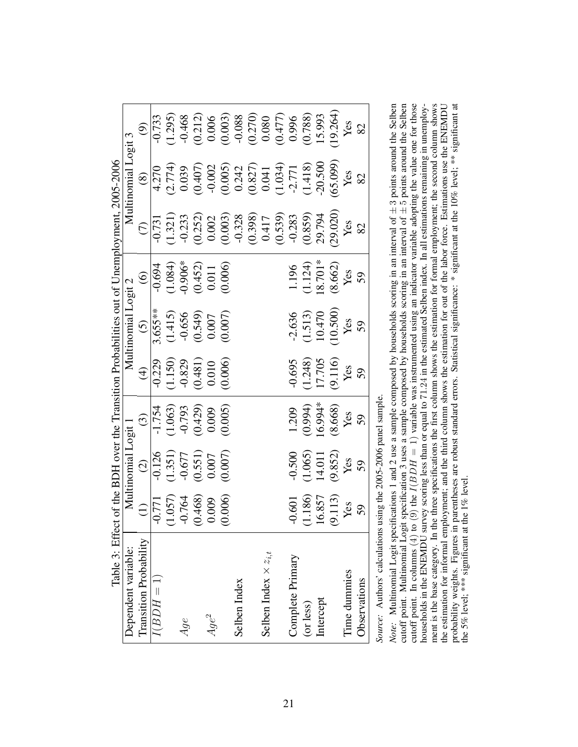Table 3: Effect of the BDH over the Transition Probabilities out of Unemployment, 2005-2006

| Dependent variable: | Multinomial Logit 1 | | | Multinomial Logit 2 | | | Multinomial Logit 3 | | |
|---|---|---|---|---|---|---|---|---|---|
| Transition Probability | (1) | (2) | (3) | (4) | (5) | (6) | (7) | (8) | (9) |
| $I(BDH = 1)$ | -0.771 | -0.126 | -1.754 | -0.229 | 3.655** | -0.694 | -0.731 | 4.270 | -0.733 |
| | (1.057) | (1.351) | (1.063) | (1.150) | (1.415) | (1.084) | (1.321) | (2.774) | (1.295) |
| $Age$ | -0.764 | -0.677 | -0.793 | -0.829 | -0.656 | -0.906* | -0.233 | 0.039 | -0.468 |
| | (0.468) | (0.551) | (0.429) | (0.481) | (0.549) | (0.452) | (0.252) | (0.407) | (0.212) |
| $Age^2$ | 0.009 | 0.007 | 0.009 | 0.010 | 0.007 | 0.011 | 0.002 | -0.002 | 0.006 |
| | (0.006) | (0.007) | (0.005) | (0.006) | (0.007) | (0.006) | (0.003) | (0.005) | (0.003) |
| Selben Index | | | | | | | -0.328 | 0.242 | -0.088 |
| | | | | | | | (0.398) | (0.827) | (0.270) |
| Selben Index $\times z_{i,t}$ | | | | | | | 0.417 | 0.041 | 0.080 |
| | | | | | | | (0.539) | (1.034) | (0.477) |
| Complete Primary | -0.601 | -0.500 | 1.209 | -0.695 | -2.636 | 1.196 | -0.283 | -2.771 | 0.996 |
| (or less) | (1.186) | (1.065) | (0.994) | (1.248) | (1.513) | (1.124) | (0.859) | (1.418) | (0.788) |
| Intercept | 16.857 | 14.011 | 16.994* | 17.705 | 10.470 | 18.701* | 29.794 | -20.500 | 15.993 |
| | (9.113) | (9.852) | (8.668) | (9.116) | (10.500) | (8.662) | (29.020) | (65.099) | (19.264) |
| Time dummies | Yes | Yes | Yes | Yes | Yes | Yes | Yes | Yes | Yes |
| Observations | 59 | 59 | 59 | 59 | 59 | 59 | 82 | 82 | 82 |

*Source:* Authors' calculations using the 2005-2006 panel sample.

*Note:* Multinomial Logit specifications 1 and 2 use a sample composed by households scoring in an interval of $\pm 3$ points around the Selben cutoff point. Multinomial Logit specification 3 uses a sample composed by households scoring in an interval of $\pm 5$ points around the Selben cutoff point. In columns (4) to (9) the $I(BDH = 1)$ variable was instrumented using an indicator variable adopting the value one for those households in the ENEMDU survey scoring less than or equal to 71.24 in the estimated Selben index. In all estimations remaining in unemployment is the base category. In the three specifications the first column shows the estimation for formal employment; the second column shows the estimation for informal employment; and the third column shows the estimation for out of the labor force. Estimations use the ENEMDU probability weights. Figures in parentheses are robust standard errors. Statistical significance: * significant at the 10% level; ** significant at the 5% level; *** significant at the 1% level.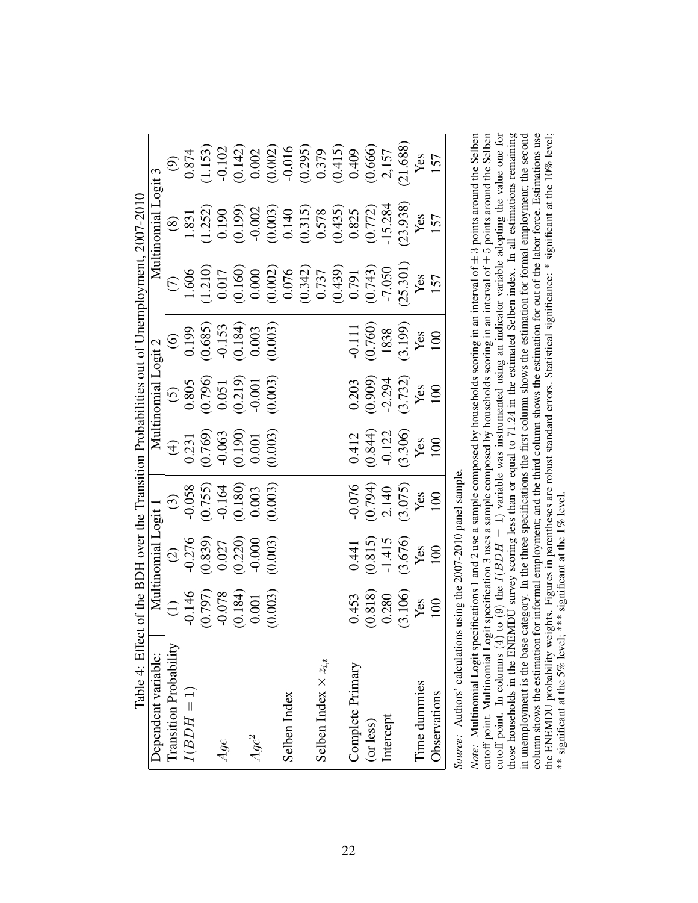Table 4: Effect of the BDH over the Transition Probabilities out of Unemployment, 2007-2010

| Dependent variable: | Multinomial Logit 1 | | | Multinomial Logit 2 | | | Multinomial Logit 3 | | |
|---|---|---|---|---|---|---|---|---|---|
| Transition Probability | (1) | (2) | (3) | (4) | (5) | (6) | (7) | (8) | (9) |
| $I(BDH = 1)$ | -0.146 | -0.276 | -0.058 | 0.231 | 0.805 | 0.199 | 1.606 | 1.831 | 0.874 |
| | (0.797) | (0.839) | (0.755) | (0.769) | (0.796) | (0.685) | (1.210) | (1.252) | (1.153) |
| $Age$ | -0.078 | 0.027 | -0.164 | -0.063 | 0.051 | -0.153 | 0.017 | 0.190 | -0.102 |
| | (0.184) | (0.220) | (0.180) | (0.190) | (0.219) | (0.184) | (0.160) | (0.199) | (0.142) |
| $Age^2$ | 0.001 | -0.000 | 0.003 | 0.001 | -0.001 | 0.003 | 0.000 | -0.002 | 0.002 |
| | (0.003) | (0.003) | (0.003) | (0.003) | (0.003) | (0.003) | (0.002) | (0.003) | (0.002) |
| Selben Index | | | | | | | 0.076 | 0.140 | -0.016 |
| | | | | | | | (0.342) | (0.315) | (0.295) |
| Selben Index $\times z_{i,t}$ | | | | | | | 0.737 | 0.578 | 0.379 |
| | | | | | | | (0.439) | (0.435) | (0.415) |
| Complete Primary | 0.453 | 0.441 | -0.076 | 0.412 | 0.203 | -0.111 | 0.791 | 0.825 | 0.409 |
| (or less) | (0.818) | (0.815) | (0.794) | (0.844) | (0.909) | (0.760) | (0.743) | (0.772) | (0.666) |
| Intercept | 0.280 | -1.415 | 2.140 | -0.122 | -2.294 | 1838 | -7.050 | -15.284 | 2,157 |
| | (3.106) | (3.676) | (3.075) | (3.306) | (3.732) | (3.199) | (25.301) | (23.938) | (21.688) |
| Time dummies | Yes | Yes | Yes | Yes | Yes | Yes | Yes | Yes | Yes |
| Observations | 100 | 100 | 100 | 100 | 100 | 100 | 157 | 157 | 157 |

*Source:* Authors' calculations using the 2007-2010 panel sample.

*Note:* Multinomial Logit specifications 1 and 2 use a sample composed by households scoring in an interval of $\pm 3$ points around the Selben cutoff point. Multinomial Logit specification 3 uses a sample composed by households scoring in an interval of $\pm 5$ points around the Selben cutoff point. In columns (4) to (9) the $I(BDH = 1)$ variable was instrumented using an indicator variable adopting the value one for those households in the ENEMDU survey scoring less than or equal to 71.24 in the estimated Selben index. In all estimations remaining in unemployment is the base category. In the three specifications the first column shows the estimation for formal employment; the second column shows the estimation for informal employment; and the third column shows the estimation for out of the labor force. Estimations use the ENEMDU probability weights. Figures in parentheses are robust standard errors. Statistical significance: * significant at the 10% level; ** significant at the 5% level; *** significant at the 1% level.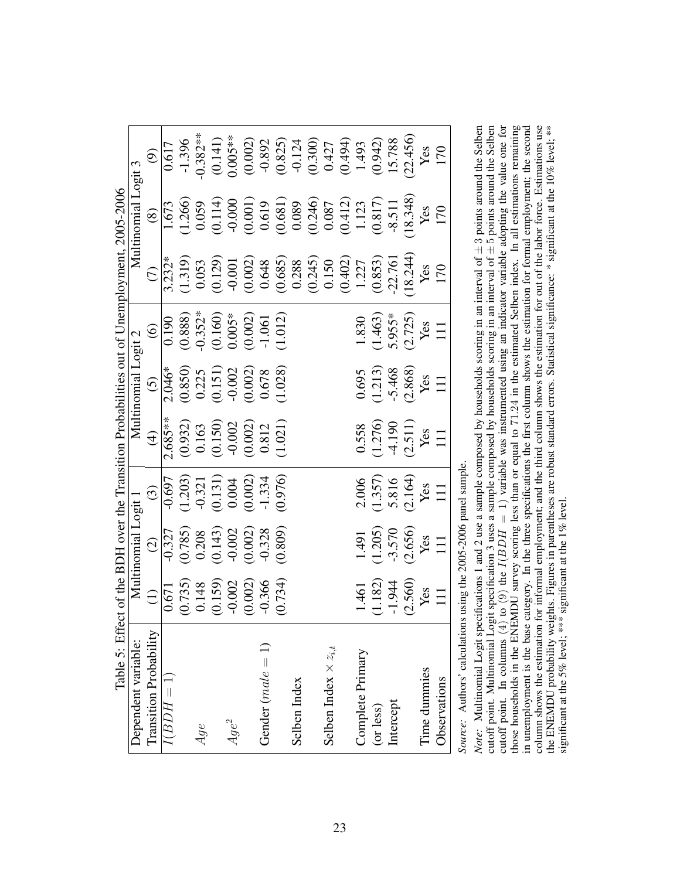Table 5: Effect of the BDH over the Transition Probabilities out of Unemployment, 2005-2006

| Dependent variable: | Multinomial Logit 1 | | | Multinomial Logit 2 | | | Multinomial Logit 3 | | |
|---|---|---|---|---|---|---|---|---|---|
| Transition Probability | (1) | (2) | (3) | (4) | (5) | (6) | (7) | (8) | (9) |
| $I(BDH = 1)$ | 0.671 | -0.327 | -0.697 | 2.685** | 2.046* | 0.190 | 3.232* | 1.673 | 0.617 |
| | (0.735) | (0.785) | (1.203) | (0.932) | (0.850) | (0.888) | (1.319) | (1.266) | (1.396) |
| $Age$ | 0.148 | 0.208 | -0.321 | 0.163 | 0.225 | -0.352* | 0.053 | 0.059 | -0.382** |
| | (0.159) | (0.143) | (0.131) | (0.150) | (0.151) | (0.160) | (0.129) | (0.114) | (0.141) |
| $Age^2$ | -0.002 | -0.002 | 0.004 | -0.002 | -0.002 | 0.005* | -0.001 | -0.000 | 0.005** |
| | (0.002) | (0.002) | (0.002) | (0.002) | (0.002) | (0.002) | (0.002) | (0.001) | (0.002) |
| Gender ($male = 1$) | -0.366 | -0.328 | -1.334 | 0.812 | 0.678 | -1.061 | 0.648 | 0.619 | -0.892 |
| | (0.734) | (0.809) | (0.976) | (1.021) | (1.028) | (1.012) | (0.685) | (0.681) | (0.825) |
| Selben Index | | | | | | | 0.288 | 0.089 | -0.124 |
| | | | | | | | (0.245) | (0.246) | (0.300) |
| Selben Index $\times z_{i,t}$ | | | | | | | 0.150 | 0.087 | 0.427 |
| | | | | | | | (0.402) | (0.412) | (0.494) |
| Complete Primary | 1.461 | 1.491 | 2.006 | 0.558 | 0.695 | 1.830 | 1.227 | 1.123 | 1.493 |
| (or less) | (1.182) | (1.205) | (1.357) | (1.276) | (1.213) | (1.463) | (0.853) | (0.817) | (0.942) |
| Intercept | -1.944 | -3.570 | 5.816 | -4.190 | -5.468 | 5.955* | -22.761 | -8.511 | 15.788 |
| | (2.560) | (2.656) | (2.164) | (2.511) | (2.868) | (2.725) | (18.244) | (18.348) | (22.456) |
| Time dummies | Yes | Yes | Yes | Yes | Yes | Yes | Yes | Yes | Yes |
| Observations | 111 | 111 | 111 | 111 | 111 | 111 | 170 | 170 | 170 |

*Source:* Authors' calculations using the 2005-2006 panel sample.

*Note:* Multinomial Logit specifications 1 and 2 use a sample composed by households scoring in an interval of $\pm 3$ points around the Selben cutoff point. Multinomial Logit specification 3 uses a sample composed by households scoring in an interval of $\pm 5$ points around the Selben cutoff point. In columns (4) to (9) the $I(BDH = 1)$ variable was instrumented using an indicator variable adopting the value one for those households in the ENEMDU survey scoring less than or equal to 71.24 in the estimated Selben index. In all estimations remaining in unemployment is the base category. In the three specifications the first column shows the estimation for formal employment; the second column shows the estimation for informal employment; and the third column shows the estimation for out of the labor force. Estimations use the ENEMDU probability weights. Figures in parentheses are robust standard errors. Statistical significance: * significant at the 10% level; ** significant at the 5% level; *** significant at the 1% level.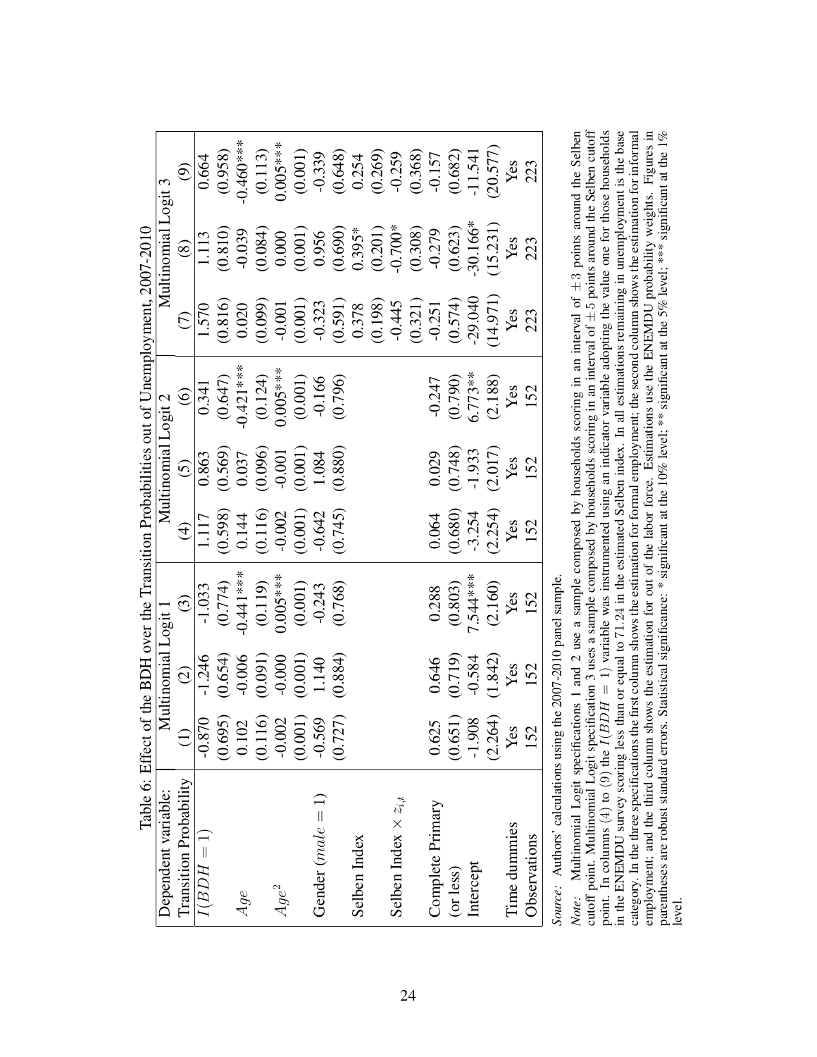Table 6: Effect of the BDH over the Transition Probabilities out of Unemployment, 2007-2010

| Dependent variable: | Multinomial Logit 1 | | | Multinomial Logit 2 | | | Multinomial Logit 3 | | |
|---|---|---|---|---|---|---|---|---|---|
| Transition Probability | (1) | (2) | (3) | (4) | (5) | (6) | (7) | (8) | (9) |
| $I(BDH = 1)$ | -0.870 | -1.246 | -1.033 | 1.117 | 0.863 | 0.341 | 1.570 | 1.113 | 0.664 |
| | (0.695) | (0.654) | (0.774) | (0.598) | (0.569) | (0.647) | (0.816) | (0.810) | (0.958) |
| $Age$ | 0.102 | -0.006 | -0.441*** | 0.144 | 0.037 | -0.421*** | 0.020 | -0.039 | -0.460*** |
| | (0.116) | (0.091) | (0.119) | (0.116) | (0.096) | (0.124) | (0.099) | (0.084) | (0.113) |
| $Age^2$ | -0.002 | -0.000 | 0.005*** | -0.002 | -0.001 | 0.005*** | -0.001 | 0.000 | 0.005*** |
| | (0.001) | (0.001) | (0.001) | (0.001) | (0.001) | (0.001) | (0.001) | (0.001) | (0.001) |
| Gender ($male = 1$) | -0.569 | 1.140 | -0.243 | -0.642 | 1.084 | -0.166 | -0.323 | 0.956 | -0.339 |
| | (0.727) | (0.884) | (0.768) | (0.745) | (0.880) | (0.796) | (0.591) | (0.690) | (0.648) |
| Selben Index | | | | | | | 0.378 | 0.395* | 0.254 |
| | | | | | | | (0.198) | (0.201) | (0.269) |
| Selben Index $\times z_{i,t}$ | | | | | | | -0.445 | -0.700* | -0.259 |
| | | | | | | | (0.321) | (0.308) | (0.368) |
| Complete Primary | 0.625 | 0.646 | 0.288 | 0.064 | 0.029 | -0.247 | -0.251 | -0.279 | -0.157 |
| (or less) | (0.651) | (0.719) | (0.803) | (0.680) | (0.748) | (0.790) | (0.574) | (0.623) | (0.682) |
| Intercept | -1.908 | -0.584 | 7.544*** | -3.254 | -1.933 | 6.773** | -29.040 | -30.166* | -11.541 |
| | (2.264) | (1.842) | (2.160) | (2.254) | (2.017) | (2.188) | (14.971) | (15.231) | (20.577) |
| Time dummies | Yes | Yes | Yes | Yes | Yes | Yes | Yes | Yes | Yes |
| Observations | 152 | 152 | 152 | 152 | 152 | 152 | 223 | 223 | 223 |

*Source:* Authors' calculations using the 2007-2010 panel sample.

*Note:* Multinomial Logit specifications 1 and 2 use a sample composed by households scoring in an interval of $\pm 3$ points around the Selben cutoff point. Multinomial Logit specification 3 uses a sample composed by households scoring in an interval of $\pm 5$ points around the Selben cutoff point. In columns (4) to (9) the $I(BDH = 1)$ variable was instrumented using an indicator variable adopting the value one for those households in the ENEMDU survey scoring less than or equal to 71.24 in the estimated Selben index. In all estimations remaining in unemployment is the base category. In the three specifications the first column shows the estimation for formal employment; the second column shows the estimation for informal employment; and the third column shows the estimation for out of the labor force. Estimations use the ENEMDU probability weights. Figures in parentheses are robust standard errors. Statistical significance: * significant at the 10% level; ** significant at the 5% level; *** significant at the 1% level.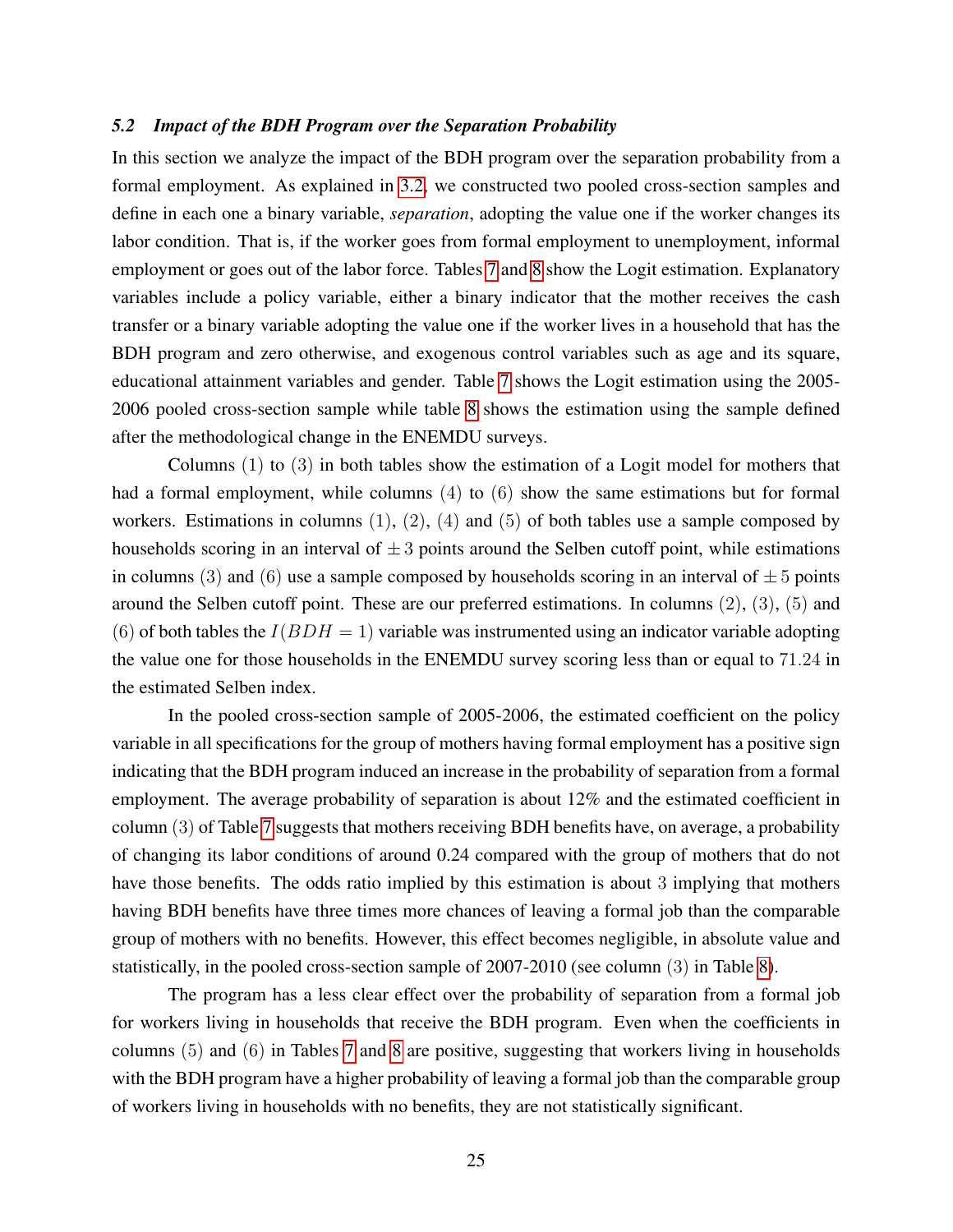### 5.2 *Impact of the BDH Program over the Separation Probability*

In this section we analyze the impact of the BDH program over the separation probability from a formal employment. As explained in 3.2, we constructed two pooled cross-section samples and define in each one a binary variable, *separation*, adopting the value one if the worker changes its labor condition. That is, if the worker goes from formal employment to unemployment, informal employment or goes out of the labor force. Tables 7 and 8 show the Logit estimation. Explanatory variables include a policy variable, either a binary indicator that the mother receives the cash transfer or a binary variable adopting the value one if the worker lives in a household that has the BDH program and zero otherwise, and exogenous control variables such as age and its square, educational attainment variables and gender. Table 7 shows the Logit estimation using the 2005-2006 pooled cross-section sample while table 8 shows the estimation using the sample defined after the methodological change in the ENEMDU surveys.

Columns $(1)$ to $(3)$ in both tables show the estimation of a Logit model for mothers that had a formal employment, while columns $(4)$ to $(6)$ show the same estimations but for formal workers. Estimations in columns $(1)$, $(2)$, $(4)$ and $(5)$ of both tables use a sample composed by households scoring in an interval of $\pm 3$ points around the Selben cutoff point, while estimations in columns $(3)$ and $(6)$ use a sample composed by households scoring in an interval of $\pm 5$ points around the Selben cutoff point. These are our preferred estimations. In columns $(2)$, $(3)$, $(5)$ and $(6)$ of both tables the $I(BDH = 1)$ variable was instrumented using an indicator variable adopting the value one for those households in the ENEMDU survey scoring less than or equal to $71.24$ in the estimated Selben index.

In the pooled cross-section sample of 2005-2006, the estimated coefficient on the policy variable in all specifications for the group of mothers having formal employment has a positive sign indicating that the BDH program induced an increase in the probability of separation from a formal employment. The average probability of separation is about 12% and the estimated coefficient in column $(3)$ of Table 7 suggests that mothers receiving BDH benefits have, on average, a probability of changing its labor conditions of around 0.24 compared with the group of mothers that do not have those benefits. The odds ratio implied by this estimation is about $3$ implying that mothers having BDH benefits have three times more chances of leaving a formal job than the comparable group of mothers with no benefits. However, this effect becomes negligible, in absolute value and statistically, in the pooled cross-section sample of 2007-2010 (see column $(3)$ in Table 8).

The program has a less clear effect over the probability of separation from a formal job for workers living in households that receive the BDH program. Even when the coefficients in columns $(5)$ and $(6)$ in Tables 7 and 8 are positive, suggesting that workers living in households with the BDH program have a higher probability of leaving a formal job than the comparable group of workers living in households with no benefits, they are not statistically significant.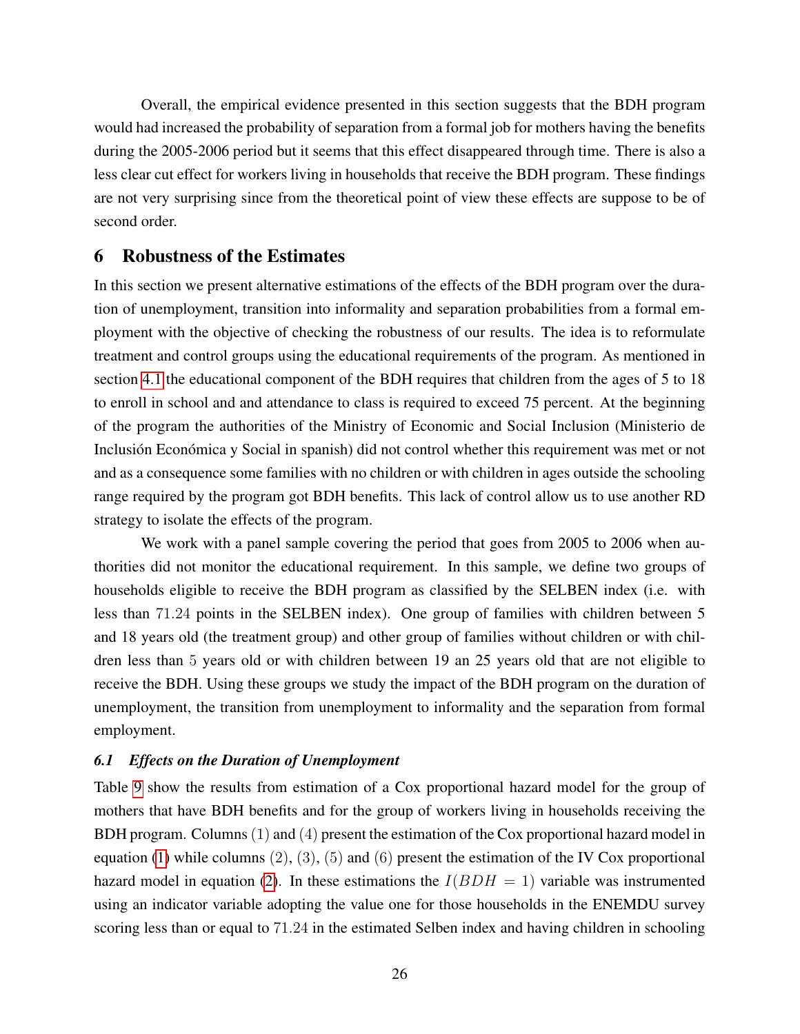Overall, the empirical evidence presented in this section suggests that the BDH program would had increased the probability of separation from a formal job for mothers having the benefits during the 2005-2006 period but it seems that this effect disappeared through time. There is also a less clear cut effect for workers living in households that receive the BDH program. These findings are not very surprising since from the theoretical point of view these effects are suppose to be of second order.

## 6 Robustness of the Estimates

In this section we present alternative estimations of the effects of the BDH program over the duration of unemployment, transition into informality and separation probabilities from a formal employment with the objective of checking the robustness of our results. The idea is to reformulate treatment and control groups using the educational requirements of the program. As mentioned in section 4.1 the educational component of the BDH requires that children from the ages of 5 to 18 to enroll in school and and attendance to class is required to exceed 75 percent. At the beginning of the program the authorities of the Ministry of Economic and Social Inclusion (Ministerio de Inclusión Económica y Social in spanish) did not control whether this requirement was met or not and as a consequence some families with no children or with children in ages outside the schooling range required by the program got BDH benefits. This lack of control allow us to use another RD strategy to isolate the effects of the program.

We work with a panel sample covering the period that goes from 2005 to 2006 when authorities did not monitor the educational requirement. In this sample, we define two groups of households eligible to receive the BDH program as classified by the SELBEN index (i.e. with less than $71.24$ points in the SELBEN index). One group of families with children between 5 and 18 years old (the treatment group) and other group of families without children or with children less than $5$ years old or with children between 19 an 25 years old that are not eligible to receive the BDH. Using these groups we study the impact of the BDH program on the duration of unemployment, the transition from unemployment to informality and the separation from formal employment.

### *6.1 Effects on the Duration of Unemployment*

Table 9 show the results from estimation of a Cox proportional hazard model for the group of mothers that have BDH benefits and for the group of workers living in households receiving the BDH program. Columns $(1)$ and $(4)$ present the estimation of the Cox proportional hazard model in equation (1) while columns $(2)$, $(3)$, $(5)$ and $(6)$ present the estimation of the IV Cox proportional hazard model in equation (2). In these estimations the $I(BDH = 1)$ variable was instrumented using an indicator variable adopting the value one for those households in the ENEMDU survey scoring less than or equal to $71.24$ in the estimated Selben index and having children in schooling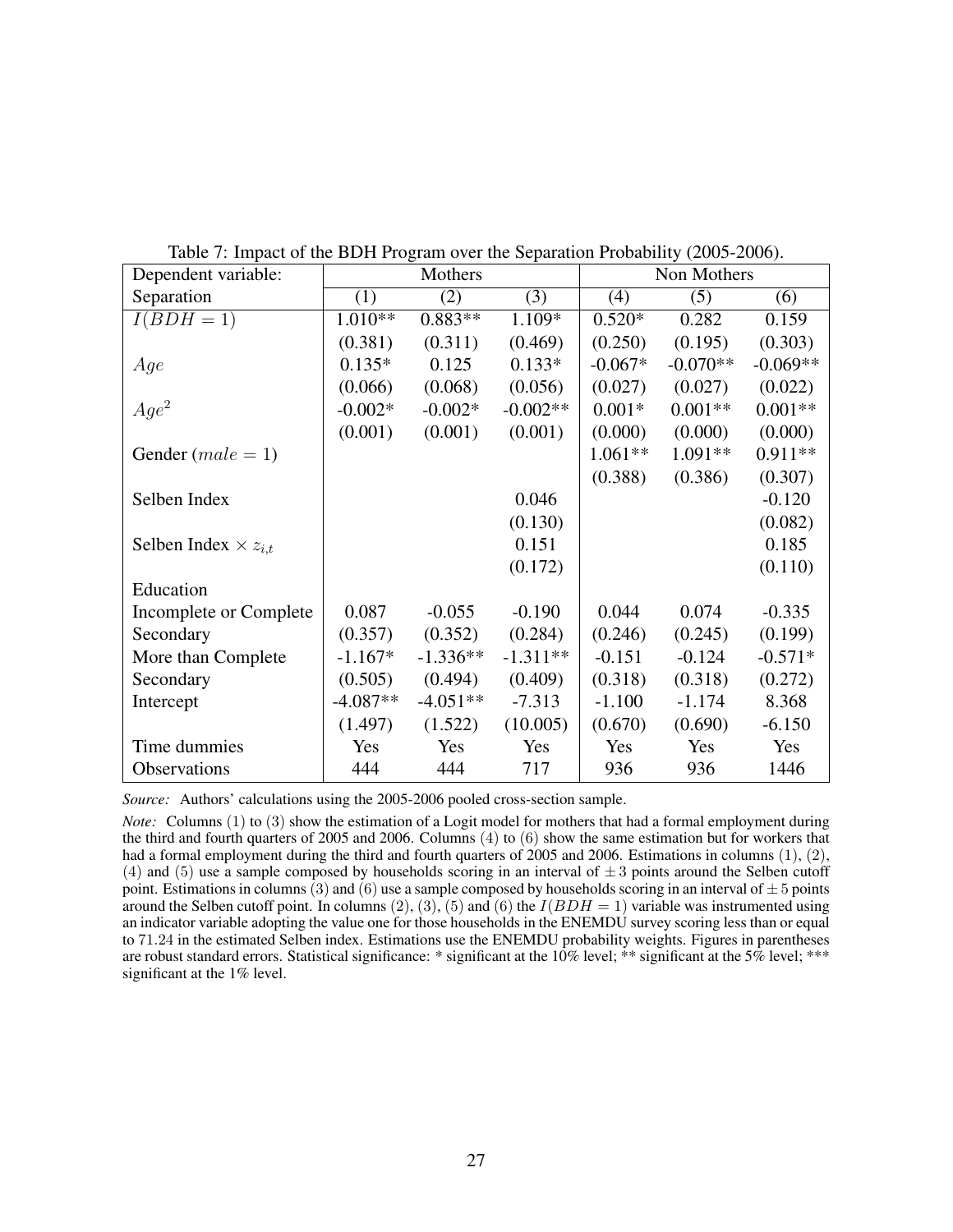Table 7: Impact of the BDH Program over the Separation Probability (2005-2006).

| Dependent variable: | Mothers | | | Non Mothers | | |
|---|---|---|---|---|---|---|
| Separation | (1) | (2) | (3) | (4) | (5) | (6) |
| $I(BDH = 1)$ | 1.010** | 0.883** | 1.109* | 0.520* | 0.282 | 0.159 |
| | (0.381) | (0.311) | (0.469) | (0.250) | (0.195) | (0.303) |
| $Age$ | 0.135* | 0.125 | 0.133* | -0.067* | -0.070** | -0.069** |
| | (0.066) | (0.068) | (0.056) | (0.027) | (0.027) | (0.022) |
| $Age^2$ | -0.002* | -0.002* | -0.002** | 0.001* | 0.001** | 0.001** |
| | (0.001) | (0.001) | (0.001) | (0.000) | (0.000) | (0.000) |
| Gender ($male = 1$) | | | | 1.061** | 1.091** | 0.911** |
| | | | | (0.388) | (0.386) | (0.307) |
| Selben Index | | | 0.046 | | | -0.120 |
| | | | (0.130) | | | (0.082) |
| Selben Index $\times z_{i,t}$ | | | 0.151 | | | 0.185 |
| | | | (0.172) | | | (0.110) |
| Education | | | | | | |
| Incomplete or Complete | 0.087 | -0.055 | -0.190 | 0.044 | 0.074 | -0.335 |
| Secondary | (0.357) | (0.352) | (0.284) | (0.246) | (0.245) | (0.199) |
| More than Complete | -1.167* | -1.336** | -1.311** | -0.151 | -0.124 | -0.571* |
| Secondary | (0.505) | (0.494) | (0.409) | (0.318) | (0.318) | (0.272) |
| Intercept | -4.087** | -4.051** | -7.313 | -1.100 | -1.174 | 8.368 |
| | (1.497) | (1.522) | (10.005) | (0.670) | (0.690) | -6.150 |
| Time dummies | Yes | Yes | Yes | Yes | Yes | Yes |
| Observations | 444 | 444 | 717 | 936 | 936 | 1446 |

*Source:* Authors' calculations using the 2005-2006 pooled cross-section sample.

*Note:* Columns (1) to (3) show the estimation of a Logit model for mothers that had a formal employment during the third and fourth quarters of 2005 and 2006. Columns (4) to (6) show the same estimation but for workers that had a formal employment during the third and fourth quarters of 2005 and 2006. Estimations in columns (1), (2), (4) and (5) use a sample composed by households scoring in an interval of $\pm 3$ points around the Selben cutoff point. Estimations in columns (3) and (6) use a sample composed by households scoring in an interval of $\pm 5$ points around the Selben cutoff point. In columns (2), (3), (5) and (6) the $I(BDH = 1)$ variable was instrumented using an indicator variable adopting the value one for those households in the ENEMDU survey scoring less than or equal to 71.24 in the estimated Selben index. Estimations use the ENEMDU probability weights. Figures in parentheses are robust standard errors. Statistical significance: * significant at the 10% level; ** significant at the 5% level; *** significant at the 1% level.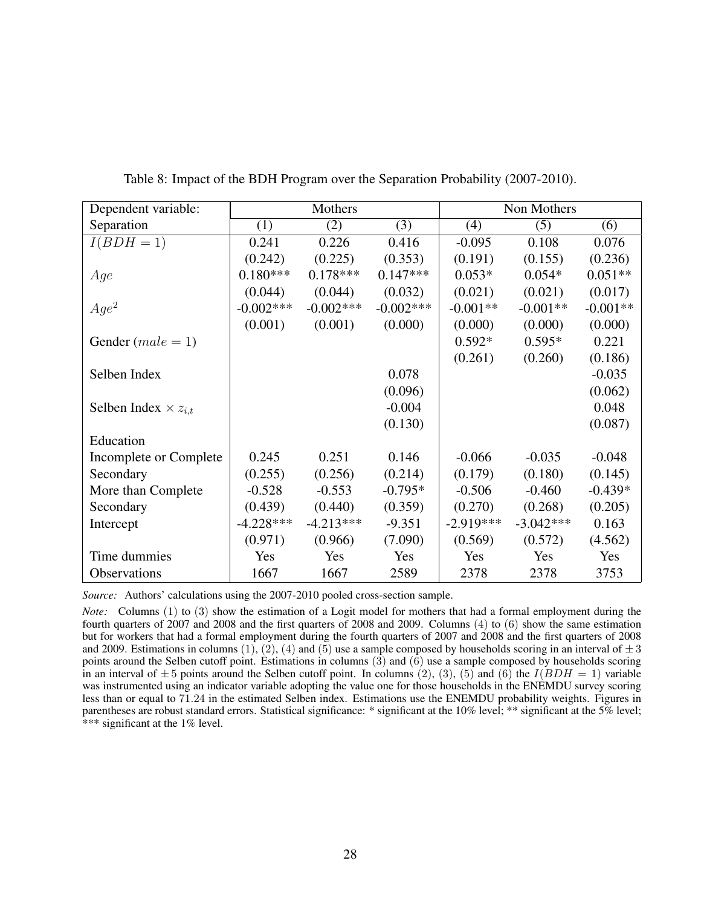Table 8: Impact of the BDH Program over the Separation Probability (2007-2010).

| Dependent variable: | Mothers | | | Non Mothers | | |
|---|---|---|---|---|---|---|
| Separation | (1) | (2) | (3) | (4) | (5) | (6) |
| $I(BDH = 1)$ | 0.241 | 0.226 | 0.416 | -0.095 | 0.108 | 0.076 |
| | (0.242) | (0.225) | (0.353) | (0.191) | (0.155) | (0.236) |
| $Age$ | 0.180*** | 0.178*** | 0.147*** | 0.053* | 0.054* | 0.051** |
| | (0.044) | (0.044) | (0.032) | (0.021) | (0.021) | (0.017) |
| $Age^2$ | -0.002*** | -0.002*** | -0.002*** | -0.001** | -0.001** | -0.001** |
| | (0.001) | (0.001) | (0.000) | (0.000) | (0.000) | (0.000) |
| Gender ($male = 1$) | | | | 0.592* | 0.595* | 0.221 |
| | | | | (0.261) | (0.260) | (0.186) |
| Selben Index | | | 0.078 | | | -0.035 |
| | | | (0.096) | | | (0.062) |
| Selben Index $\times z_{i,t}$ | | | -0.004 | | | 0.048 |
| | | | (0.130) | | | (0.087) |
| Education | | | | | | |
| Incomplete or Complete | 0.245 | 0.251 | 0.146 | -0.066 | -0.035 | -0.048 |
| Secondary | (0.255) | (0.256) | (0.214) | (0.179) | (0.180) | (0.145) |
| More than Complete | -0.528 | -0.553 | -0.795* | -0.506 | -0.460 | -0.439* |
| Secondary | (0.439) | (0.440) | (0.359) | (0.270) | (0.268) | (0.205) |
| Intercept | -4.228*** | -4.213*** | -9.351 | -2.919*** | -3.042*** | 0.163 |
| | (0.971) | (0.966) | (7.090) | (0.569) | (0.572) | (4.562) |
| Time dummies | Yes | Yes | Yes | Yes | Yes | Yes |
| Observations | 1667 | 1667 | 2589 | 2378 | 2378 | 3753 |

*Source:* Authors' calculations using the 2007-2010 pooled cross-section sample.

*Note:* Columns (1) to (3) show the estimation of a Logit model for mothers that had a formal employment during the fourth quarters of 2007 and 2008 and the first quarters of 2008 and 2009. Columns (4) to (6) show the same estimation but for workers that had a formal employment during the fourth quarters of 2007 and 2008 and the first quarters of 2008 and 2009. Estimations in columns (1), (2), (4) and (5) use a sample composed by households scoring in an interval of $\pm 3$ points around the Selben cutoff point. Estimations in columns (3) and (6) use a sample composed by households scoring in an interval of $\pm 5$ points around the Selben cutoff point. In columns (2), (3), (5) and (6) the $I(BDH = 1)$ variable was instrumented using an indicator variable adopting the value one for those households in the ENEMDU survey scoring less than or equal to 71.24 in the estimated Selben index. Estimations use the ENEMDU probability weights. Figures in parentheses are robust standard errors. Statistical significance: * significant at the 10% level; ** significant at the 5% level; *** significant at the 1% level.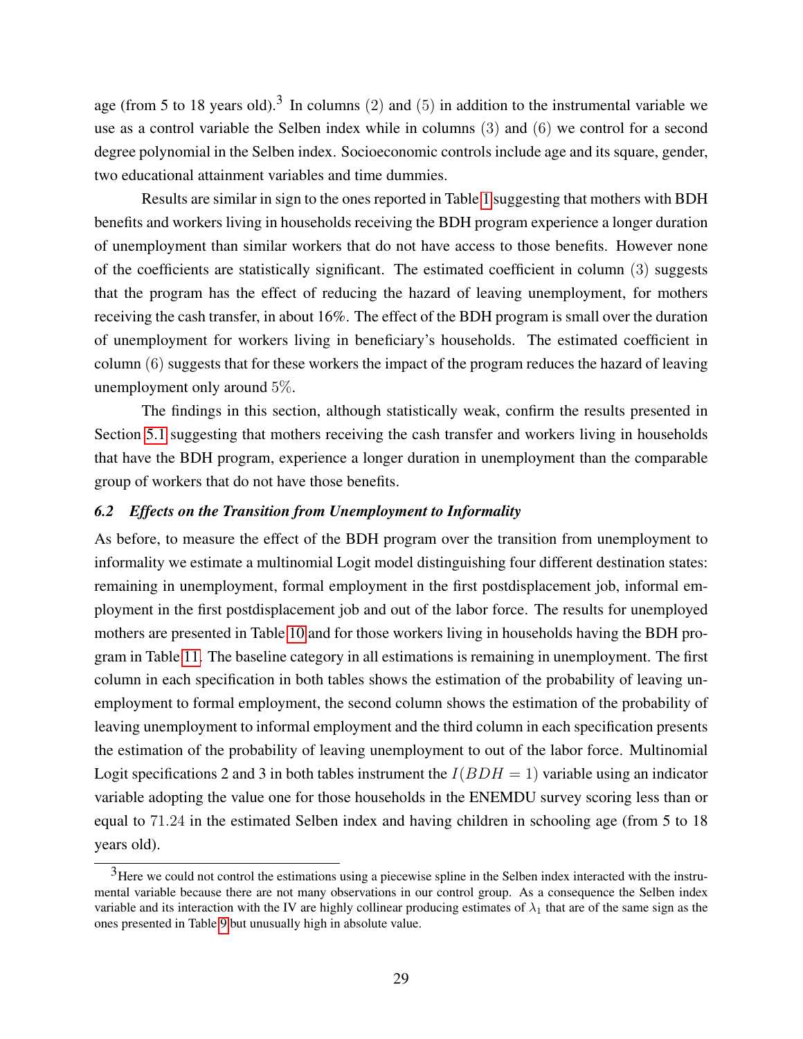age (from 5 to 18 years old).[3] In columns (2) and (5) in addition to the instrumental variable we use as a control variable the Selben index while in columns (3) and (6) we control for a second degree polynomial in the Selben index. Socioeconomic controls include age and its square, gender, two educational attainment variables and time dummies.

Results are similar in sign to the ones reported in Table 1 suggesting that mothers with BDH benefits and workers living in households receiving the BDH program experience a longer duration of unemployment than similar workers that do not have access to those benefits. However none of the coefficients are statistically significant. The estimated coefficient in column $(3)$ suggests that the program has the effect of reducing the hazard of leaving unemployment, for mothers receiving the cash transfer, in about $16\%$. The effect of the BDH program is small over the duration of unemployment for workers living in beneficiary's households. The estimated coefficient in column $(6)$ suggests that for these workers the impact of the program reduces the hazard of leaving unemployment only around $5\%$.

The findings in this section, although statistically weak, confirm the results presented in Section 5.1 suggesting that mothers receiving the cash transfer and workers living in households that have the BDH program, experience a longer duration in unemployment than the comparable group of workers that do not have those benefits.

### *6.2 Effects on the Transition from Unemployment to Informality*

As before, to measure the effect of the BDH program over the transition from unemployment to informality we estimate a multinomial Logit model distinguishing four different destination states: remaining in unemployment, formal employment in the first postdisplacement job, informal employment in the first postdisplacement job and out of the labor force. The results for unemployed mothers are presented in Table 10 and for those workers living in households having the BDH program in Table 11. The baseline category in all estimations is remaining in unemployment. The first column in each specification in both tables shows the estimation of the probability of leaving unemployment to formal employment, the second column shows the estimation of the probability of leaving unemployment to informal employment and the third column in each specification presents the estimation of the probability of leaving unemployment to out of the labor force. Multinomial Logit specifications 2 and 3 in both tables instrument the $I(BDH = 1)$ variable using an indicator variable adopting the value one for those households in the ENEMDU survey scoring less than or equal to $71.24$ in the estimated Selben index and having children in schooling age (from 5 to 18 years old).

[3] Here we could not control the estimations using a piecewise spline in the Selben index interacted with the instrumental variable because there are not many observations in our control group. As a consequence the Selben index variable and its interaction with the IV are highly collinear producing estimates of $\lambda_1$ that are of the same sign as the ones presented in Table 9 but unusually high in absolute value.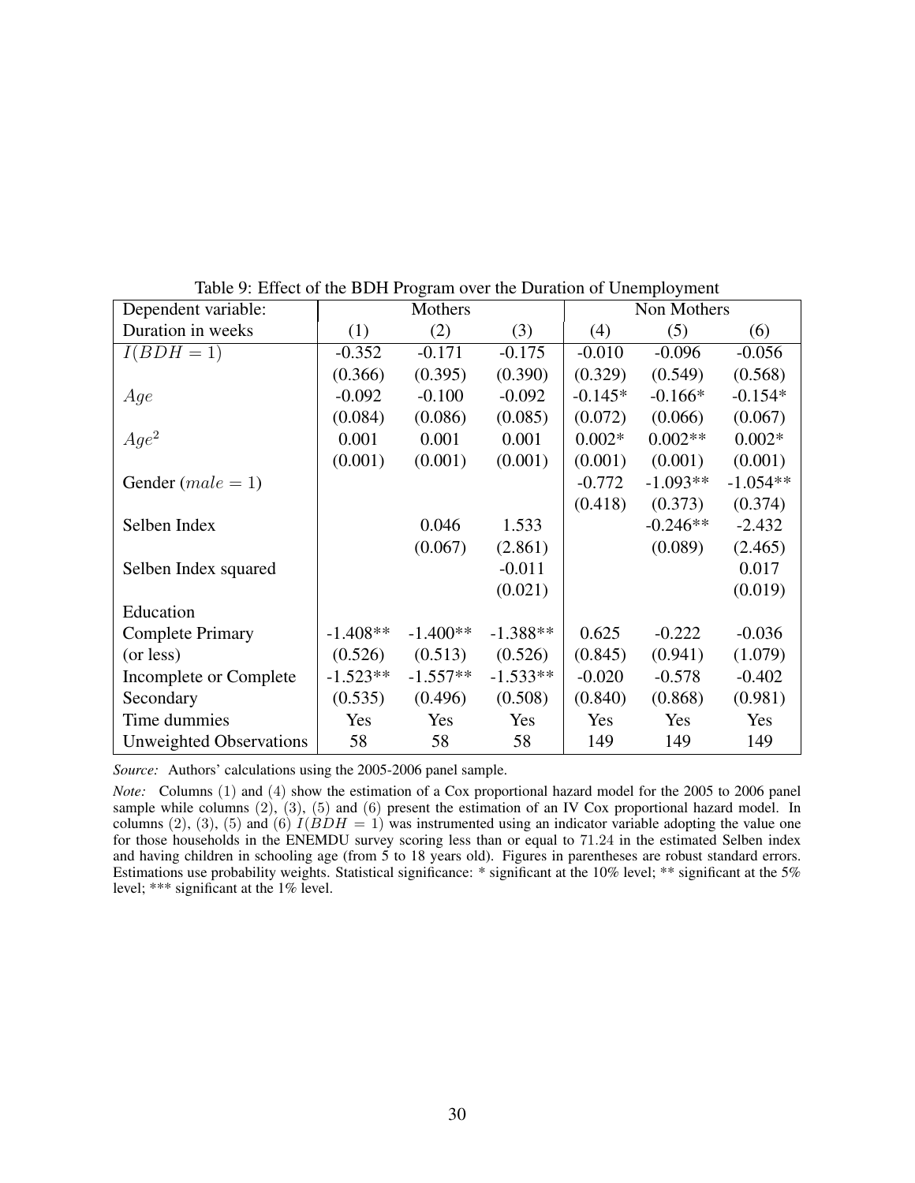Table 9: Effect of the BDH Program over the Duration of Unemployment

| Dependent variable: | Mothers | | | Non Mothers | | |
|---|---|---|---|---|---|---|
| Duration in weeks | (1) | (2) | (3) | (4) | (5) | (6) |
| $I(BDH = 1)$ | -0.352 | -0.171 | -0.175 | -0.010 | -0.096 | -0.056 |
| | (0.366) | (0.395) | (0.390) | (0.329) | (0.549) | (0.568) |
| $Age$ | -0.092 | -0.100 | -0.092 | -0.145* | -0.166* | -0.154* |
| | (0.084) | (0.086) | (0.085) | (0.072) | (0.066) | (0.067) |
| $Age^2$ | 0.001 | 0.001 | 0.001 | 0.002* | 0.002** | 0.002* |
| | (0.001) | (0.001) | (0.001) | (0.001) | (0.001) | (0.001) |
| Gender ($male = 1$) | | | | -0.772 | -1.093** | -1.054** |
| | | | | (0.418) | (0.373) | (0.374) |
| Selben Index | | 0.046 | 1.533 | | -0.246** | -2.432 |
| | | (0.067) | (2.861) | | (0.089) | (2.465) |
| Selben Index squared | | | -0.011 | | | 0.017 |
| | | | (0.021) | | | (0.019) |
| Education | | | | | | |
| Complete Primary | -1.408** | -1.400** | -1.388** | 0.625 | -0.222 | -0.036 |
| (or less) | (0.526) | (0.513) | (0.526) | (0.845) | (0.941) | (1.079) |
| Incomplete or Complete | -1.523** | -1.557** | -1.533** | -0.020 | -0.578 | -0.402 |
| Secondary | (0.535) | (0.496) | (0.508) | (0.840) | (0.868) | (0.981) |
| Time dummies | Yes | Yes | Yes | Yes | Yes | Yes |
| Unweighted Observations | 58 | 58 | 58 | 149 | 149 | 149 |

*Source:* Authors' calculations using the 2005-2006 panel sample.

*Note:* Columns (1) and (4) show the estimation of a Cox proportional hazard model for the 2005 to 2006 panel sample while columns (2), (3), (5) and (6) present the estimation of an IV Cox proportional hazard model. In columns (2), (3), (5) and (6) $I(BDH = 1)$ was instrumented using an indicator variable adopting the value one for those households in the ENEMDU survey scoring less than or equal to 71.24 in the estimated Selben index and having children in schooling age (from 5 to 18 years old). Figures in parentheses are robust standard errors. Estimations use probability weights. Statistical significance: * significant at the 10% level; ** significant at the 5% level; *** significant at the 1% level.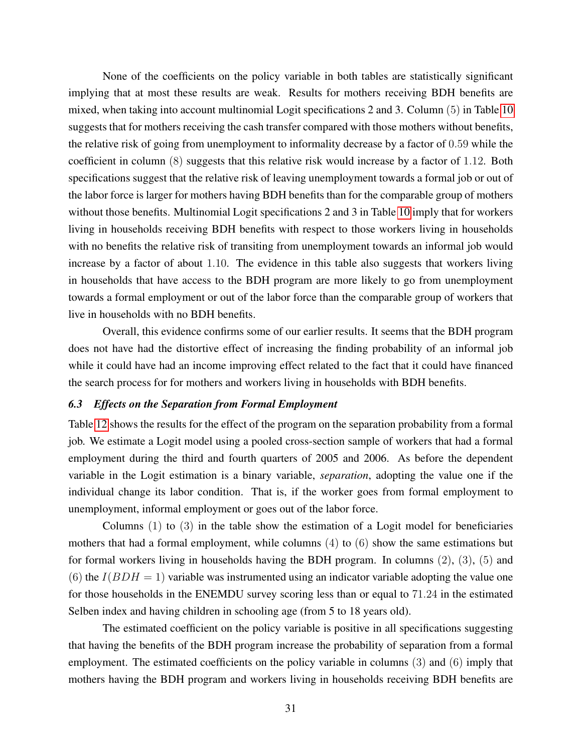None of the coefficients on the policy variable in both tables are statistically significant implying that at most these results are weak. Results for mothers receiving BDH benefits are mixed, when taking into account multinomial Logit specifications 2 and 3. Column $(5)$ in Table 10 suggests that for mothers receiving the cash transfer compared with those mothers without benefits, the relative risk of going from unemployment to informality decrease by a factor of $0.59$ while the coefficient in column $(8)$ suggests that this relative risk would increase by a factor of $1.12$. Both specifications suggest that the relative risk of leaving unemployment towards a formal job or out of the labor force is larger for mothers having BDH benefits than for the comparable group of mothers without those benefits. Multinomial Logit specifications 2 and 3 in Table 10 imply that for workers living in households receiving BDH benefits with respect to those workers living in households with no benefits the relative risk of transiting from unemployment towards an informal job would increase by a factor of about $1.10$. The evidence in this table also suggests that workers living in households that have access to the BDH program are more likely to go from unemployment towards a formal employment or out of the labor force than the comparable group of workers that live in households with no BDH benefits.

Overall, this evidence confirms some of our earlier results. It seems that the BDH program does not have had the distortive effect of increasing the finding probability of an informal job while it could have had an income improving effect related to the fact that it could have financed the search process for for mothers and workers living in households with BDH benefits.

### *6.3 Effects on the Separation from Formal Employment*

Table 12 shows the results for the effect of the program on the separation probability from a formal job. We estimate a Logit model using a pooled cross-section sample of workers that had a formal employment during the third and fourth quarters of 2005 and 2006. As before the dependent variable in the Logit estimation is a binary variable, *separation*, adopting the value one if the individual change its labor condition. That is, if the worker goes from formal employment to unemployment, informal employment or goes out of the labor force.

Columns $(1)$ to $(3)$ in the table show the estimation of a Logit model for beneficiaries mothers that had a formal employment, while columns $(4)$ to $(6)$ show the same estimations but for formal workers living in households having the BDH program. In columns $(2)$, $(3)$, $(5)$ and $(6)$ the $I(BDH = 1)$ variable was instrumented using an indicator variable adopting the value one for those households in the ENEMDU survey scoring less than or equal to $71.24$ in the estimated Selben index and having children in schooling age (from 5 to 18 years old).

The estimated coefficient on the policy variable is positive in all specifications suggesting that having the benefits of the BDH program increase the probability of separation from a formal employment. The estimated coefficients on the policy variable in columns $(3)$ and $(6)$ imply that mothers having the BDH program and workers living in households receiving BDH benefits are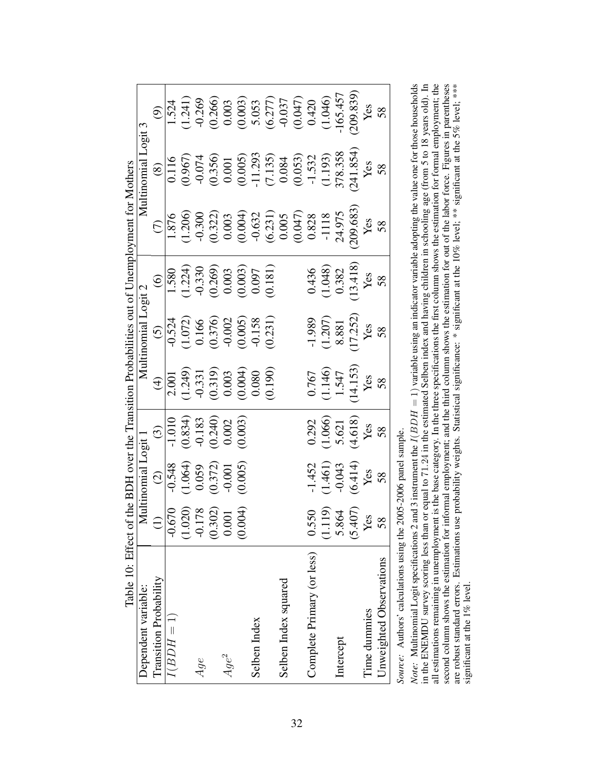Table 10: Effect of the BDH over the Transition Probabilities out of Unemployment for Mothers

| Dependent variable: | Multinomial Logit 1 | | | Multinomial Logit 2 | | | Multinomial Logit 3 | | |
|---|---|---|---|---|---|---|---|---|---|
| Transition Probability | (1) | (2) | (3) | (4) | (5) | (6) | (7) | (8) | (9) |
| $I(BDH = 1)$ | -0.670 | -0.548 | -1.010 | 2.001 | -0.524 | 1.580 | 1.876 | 0.116 | 1.524 |
| | (1.020) | (1.064) | (0.834) | (1.249) | (1.072) | (1.224) | (1.206) | (0.967) | (1.241) |
| $Age$ | -0.178 | 0.059 | -0.183 | -0.331 | 0.166 | -0.330 | -0.300 | -0.074 | -0.269 |
| | (0.302) | (0.372) | (0.240) | (0.319) | (0.376) | (0.269) | (0.322) | (0.356) | (0.266) |
| $Age^2$ | 0.001 | -0.001 | 0.002 | 0.003 | -0.002 | 0.003 | 0.003 | 0.001 | 0.003 |
| | (0.004) | (0.005) | (0.003) | (0.004) | (0.005) | (0.003) | (0.004) | (0.005) | (0.003) |
| Selben Index | | | | 0.080 | -0.158 | 0.097 | -0.632 | -11.293 | 5.053 |
| | | | | (0.190) | (0.231) | (0.181) | (6.231) | (7.135) | (6.277) |
| Selben Index squared | | | | | | | 0.005 | 0.084 | -0.037 |
| | | | | | | | (0.047) | (0.053) | (0.047) |
| Complete Primary (or less) | 0.550 | -1.452 | 0.292 | 0.767 | -1.989 | 0.436 | 0.828 | -1.532 | 0.420 |
| | (1.119) | (1.461) | (1.066) | (1.146) | (1.207) | (1.048) | -1118 | (1.193) | (1.046) |
| Intercept | 5.864 | -0.043 | 5.621 | 1.547 | 8.881 | 0.382 | 24.975 | 378.358 | -165.457 |
| | (5.407) | (6.414) | (4.618) | (14.153) | (17.252) | (13.418) | (209.683) | (241.854) | (209.839) |
| Time dummies | Yes | Yes | Yes | Yes | Yes | Yes | Yes | Yes | Yes |
| Unweighted Observations | 58 | 58 | 58 | 58 | 58 | 58 | 58 | 58 | 58 |

*Source:* Authors' calculations using the 2005-2006 panel sample.

*Note:* Multinomial Logit specifications 2 and 3 instrument the $I(BDH = 1)$ variable using an indicator variable adopting the value one for those households in the ENEMDU survey scoring less than or equal to 71.24 in the estimated Selben index and having children in schooling age (from 5 to 18 years old). In all estimations remaining in unemployment is the base category. In the three specifications the first column shows the estimation for formal employment; the second column shows the estimation for informal employment; and the third column shows the estimation for out of the labor force. Figures in parentheses are robust standard errors. Estimations use probability weights. Statistical significance: * significant at the 10% level; ** significant at the 5% level; *** significant at the 1% level.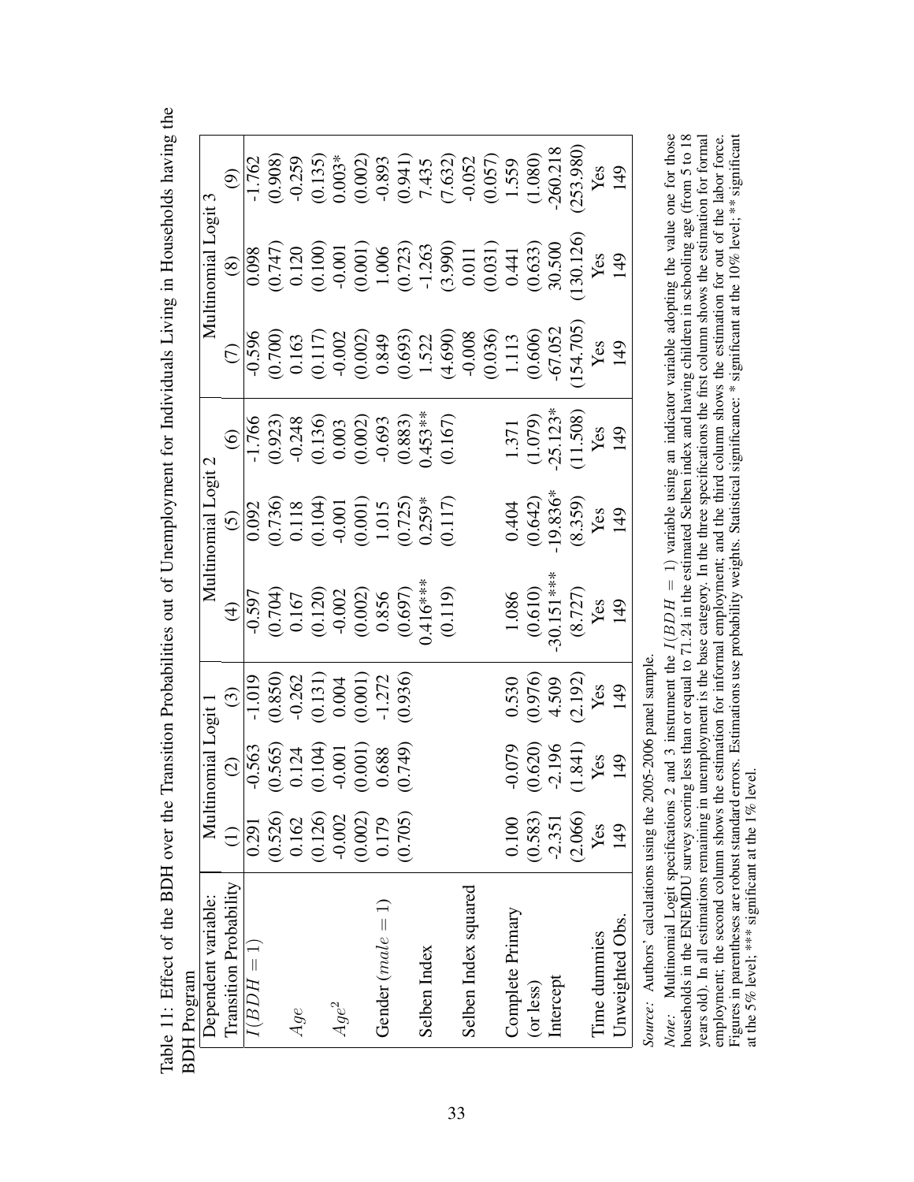Table 11: Effect of the BDH over the Transition Probabilities out of Unemployment for Individuals Living in Households having the BDH Program

| Dependent variable: | Multinomial Logit 1 | | | Multinomial Logit 2 | | | Multinomial Logit 3 | | |
|---|---|---|---|---|---|---|---|---|---|
| Transition Probability | (1) | (2) | (3) | (4) | (5) | (6) | (7) | (8) | (9) |
| $I(BDH = 1)$ | 0.291 | -0.563 | -1.019 | -0.597 | 0.092 | -1.766 | -0.596 | 0.098 | -1.762 |
| | (0.526) | (0.565) | (0.850) | (0.704) | (0.736) | (0.923) | (0.700) | (0.747) | (0.908) |
| $Age$ | 0.162 | 0.124 | -0.262 | 0.167 | 0.118 | -0.248 | 0.163 | 0.120 | -0.259 |
| | (0.126) | (0.104) | (0.131) | (0.120) | (0.104) | (0.136) | (0.117) | (0.100) | (0.135) |
| $Age^2$ | -0.002 | -0.001 | 0.004 | -0.002 | -0.001 | 0.003 | -0.002 | -0.001 | 0.003* |
| | (0.002) | (0.001) | (0.001) | (0.002) | (0.001) | (0.002) | (0.002) | (0.001) | (0.002) |
| Gender ($male = 1$) | 0.179 | 0.688 | -1.272 | 0.856 | 1.015 | -0.693 | 0.849 | 1.006 | -0.893 |
| | (0.705) | (0.749) | (0.936) | (0.697) | (0.725) | (0.883) | (0.693) | (0.723) | (0.941) |
| Selben Index | | | | 0.416*** | 0.259* | 0.453** | 1.522 | -1.263 | 7.435 |
| | | | | (0.119) | (0.117) | (0.167) | (4.690) | (3.990) | (7.632) |
| Selben Index squared | | | | | | | -0.008 | 0.011 | -0.052 |
| | | | | | | | (0.036) | (0.031) | (0.057) |
| Complete Primary | 0.100 | -0.079 | 0.530 | 1.086 | 0.404 | 1.371 | 1.113 | 0.441 | 1.559 |
| (or less) | (0.583) | (0.620) | (0.976) | (0.610) | (0.642) | (1.079) | (0.606) | (0.633) | (1.080) |
| Intercept | -2.351 | -2.196 | 4.509 | -30.151*** | -19.836* | -25.123* | -67.052 | 30.500 | -260.218 |
| | (2.066) | (1.841) | (2.192) | (8.727) | (8.359) | (11.508) | (154.705) | (130.126) | (253.980) |
| Time dummies | Yes | Yes | Yes | Yes | Yes | Yes | Yes | Yes | Yes |
| Unweighted Obs. | 149 | 149 | 149 | 149 | 149 | 149 | 149 | 149 | 149 |

*Source:* Authors' calculations using the 2005-2006 panel sample.

*Note:* Multinomial Logit specifications 2 and 3 instrument the $I(BDH = 1)$ variable using an indicator variable adopting the value one for those households in the ENEMDU survey scoring less than or equal to 71.24 in the estimated Selben index and having children in schooling age (from 5 to 18 years old). In all estimations remaining in unemployment is the base category. In the three specifications the first column shows the estimation for formal employment; the second column shows the estimation for informal employment; and the third column shows the estimation for out of the labor force. Figures in parentheses are robust standard errors. Estimations use probability weights. Statistical significance: * significant at the 10% level; ** significant at the 5% level; *** significant at the 1% level.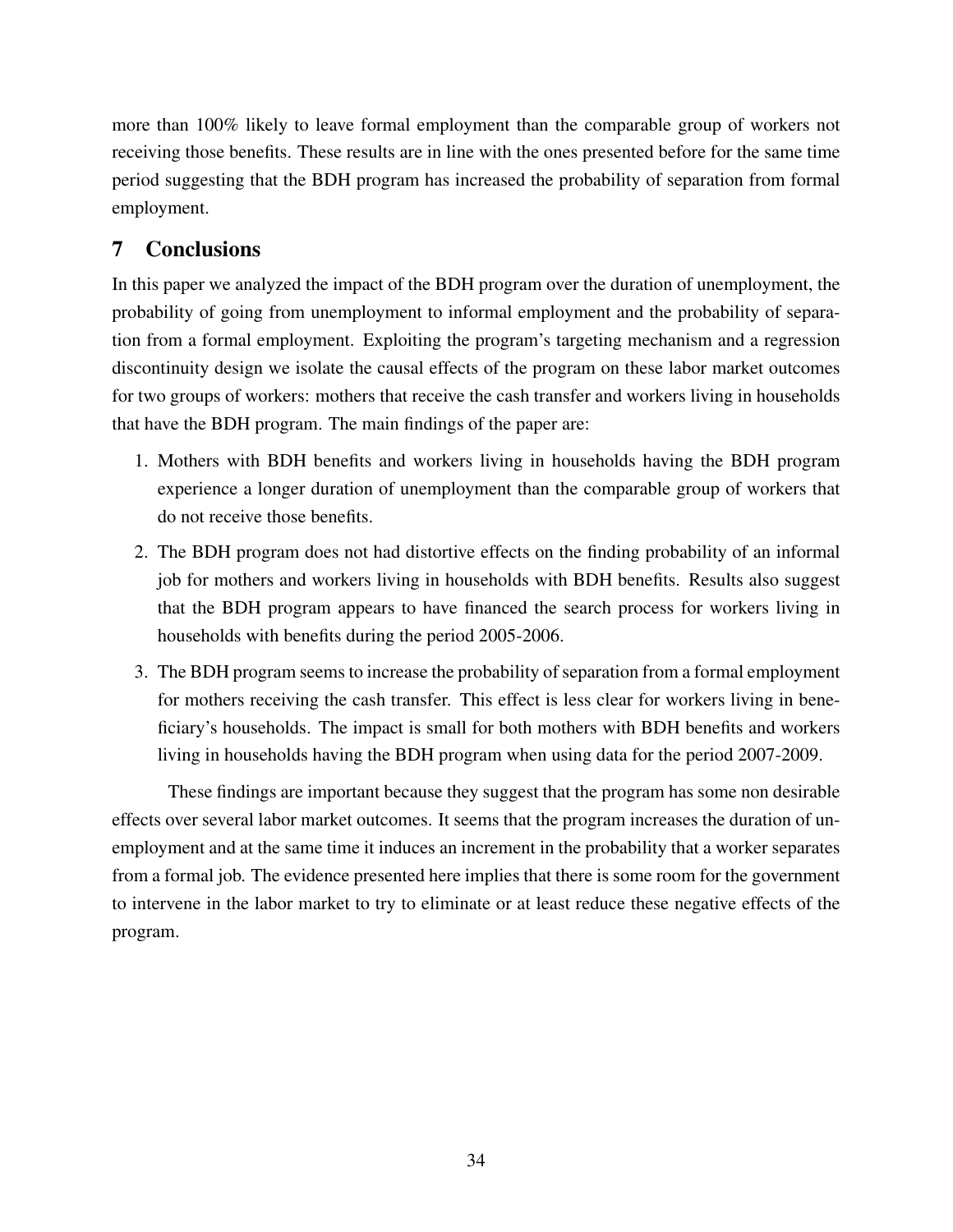more than 100% likely to leave formal employment than the comparable group of workers not receiving those benefits. These results are in line with the ones presented before for the same time period suggesting that the BDH program has increased the probability of separation from formal employment.

## 7 Conclusions

In this paper we analyzed the impact of the BDH program over the duration of unemployment, the probability of going from unemployment to informal employment and the probability of separation from a formal employment. Exploiting the program's targeting mechanism and a regression discontinuity design we isolate the causal effects of the program on these labor market outcomes for two groups of workers: mothers that receive the cash transfer and workers living in households that have the BDH program. The main findings of the paper are:

1. Mothers with BDH benefits and workers living in households having the BDH program experience a longer duration of unemployment than the comparable group of workers that do not receive those benefits.
2. The BDH program does not had distortive effects on the finding probability of an informal job for mothers and workers living in households with BDH benefits. Results also suggest that the BDH program appears to have financed the search process for workers living in households with benefits during the period 2005-2006.
3. The BDH program seems to increase the probability of separation from a formal employment for mothers receiving the cash transfer. This effect is less clear for workers living in beneficiary's households. The impact is small for both mothers with BDH benefits and workers living in households having the BDH program when using data for the period 2007-2009.

These findings are important because they suggest that the program has some non desirable effects over several labor market outcomes. It seems that the program increases the duration of unemployment and at the same time it induces an increment in the probability that a worker separates from a formal job. The evidence presented here implies that there is some room for the government to intervene in the labor market to try to eliminate or at least reduce these negative effects of the program.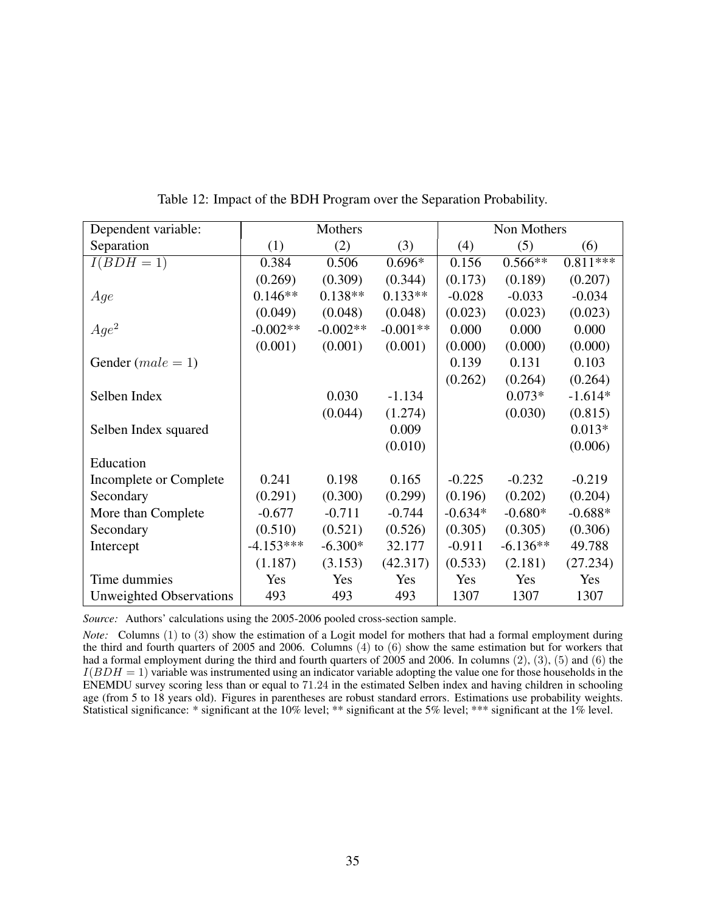Table 12: Impact of the BDH Program over the Separation Probability.

| Dependent variable: | Mothers | | | Non Mothers | | |
|---|---|---|---|---|---|---|
| Separation | (1) | (2) | (3) | (4) | (5) | (6) |
| $I(BDH = 1)$ | 0.384 | 0.506 | 0.696* | 0.156 | 0.566** | 0.811*** |
| | (0.269) | (0.309) | (0.344) | (0.173) | (0.189) | (0.207) |
| $Age$ | 0.146** | 0.138** | 0.133** | -0.028 | -0.033 | -0.034 |
| | (0.049) | (0.048) | (0.048) | (0.023) | (0.023) | (0.023) |
| $Age^2$ | -0.002** | -0.002** | -0.001** | 0.000 | 0.000 | 0.000 |
| | (0.001) | (0.001) | (0.001) | (0.000) | (0.000) | (0.000) |
| Gender ($male = 1$) | | | | 0.139 | 0.131 | 0.103 |
| | | | | (0.262) | (0.264) | (0.264) |
| Selben Index | | 0.030 | -1.134 | | 0.073* | -1.614* |
| | | (0.044) | (1.274) | | (0.030) | (0.815) |
| Selben Index squared | | | 0.009 | | | 0.013* |
| | | | (0.010) | | | (0.006) |
| Education | | | | | | |
| Incomplete or Complete | 0.241 | 0.198 | 0.165 | -0.225 | -0.232 | -0.219 |
| Secondary | (0.291) | (0.300) | (0.299) | (0.196) | (0.202) | (0.204) |
| More than Complete | -0.677 | -0.711 | -0.744 | -0.634* | -0.680* | -0.688* |
| Secondary | (0.510) | (0.521) | (0.526) | (0.305) | (0.305) | (0.306) |
| Intercept | -4.153*** | -6.300* | 32.177 | -0.911 | -6.136** | 49.788 |
| | (1.187) | (3.153) | (42.317) | (0.533) | (2.181) | (27.234) |
| Time dummies | Yes | Yes | Yes | Yes | Yes | Yes |
| Unweighted Observations | 493 | 493 | 493 | 1307 | 1307 | 1307 |

*Source:* Authors' calculations using the 2005-2006 pooled cross-section sample.

*Note:* Columns (1) to (3) show the estimation of a Logit model for mothers that had a formal employment during the third and fourth quarters of 2005 and 2006. Columns (4) to (6) show the same estimation but for workers that had a formal employment during the third and fourth quarters of 2005 and 2006. In columns (2), (3), (5) and (6) the $I(BDH = 1)$ variable was instrumented using an indicator variable adopting the value one for those households in the ENEMDU survey scoring less than or equal to 71.24 in the estimated Selben index and having children in schooling age (from 5 to 18 years old). Figures in parentheses are robust standard errors. Estimations use probability weights. Statistical significance: * significant at the 10% level; ** significant at the 5% level; *** significant at the 1% level.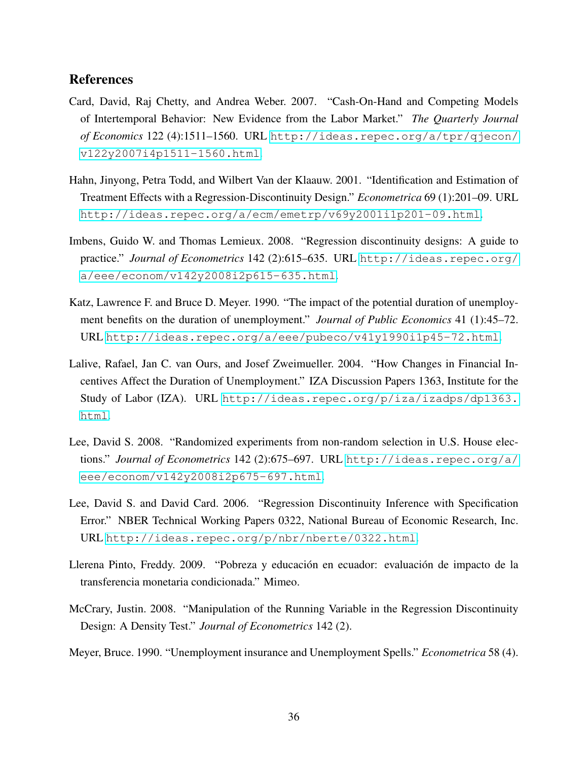## References

Card, David, Raj Chetty, and Andrea Weber. 2007. "Cash-On-Hand and Competing Models of Intertemporal Behavior: New Evidence from the Labor Market." *The Quarterly Journal of Economics* 122 (4):1511–1560. URL http://ideas.repec.org/a/tpr/qjecon/v122y2007i4p1511-1560.html.

Hahn, Jinyong, Petra Todd, and Wilbert Van der Klaauw. 2001. "Identification and Estimation of Treatment Effects with a Regression-Discontinuity Design." *Econometrica* 69 (1):201–09. URL http://ideas.repec.org/a/ecm/emetrp/v69y2001i1p201-09.html.

Imbens, Guido W. and Thomas Lemieux. 2008. "Regression discontinuity designs: A guide to practice." *Journal of Econometrics* 142 (2):615–635. URL http://ideas.repec.org/a/eee/econom/v142y2008i2p615-635.html.

Katz, Lawrence F. and Bruce D. Meyer. 1990. "The impact of the potential duration of unemployment benefits on the duration of unemployment." *Journal of Public Economics* 41 (1):45–72. URL http://ideas.repec.org/a/eee/pubeco/v41y1990i1p45-72.html.

Lalive, Rafael, Jan C. van Ours, and Josef Zweimueller. 2004. "How Changes in Financial Incentives Affect the Duration of Unemployment." IZA Discussion Papers 1363, Institute for the Study of Labor (IZA). URL http://ideas.repec.org/p/iza/izadps/dp1363.html.

Lee, David S. 2008. "Randomized experiments from non-random selection in U.S. House elections." *Journal of Econometrics* 142 (2):675–697. URL http://ideas.repec.org/a/eee/econom/v142y2008i2p675-697.html.

Lee, David S. and David Card. 2006. "Regression Discontinuity Inference with Specification Error." NBER Technical Working Papers 0322, National Bureau of Economic Research, Inc. URL http://ideas.repec.org/p/nbr/nberte/0322.html.

Llerena Pinto, Freddy. 2009. "Pobreza y educación en ecuador: evaluación de impacto de la transferencia monetaria condicionada." Mimeo.

McCrary, Justin. 2008. "Manipulation of the Running Variable in the Regression Discontinuity Design: A Density Test." *Journal of Econometrics* 142 (2).

Meyer, Bruce. 1990. "Unemployment insurance and Unemployment Spells." *Econometrica* 58 (4).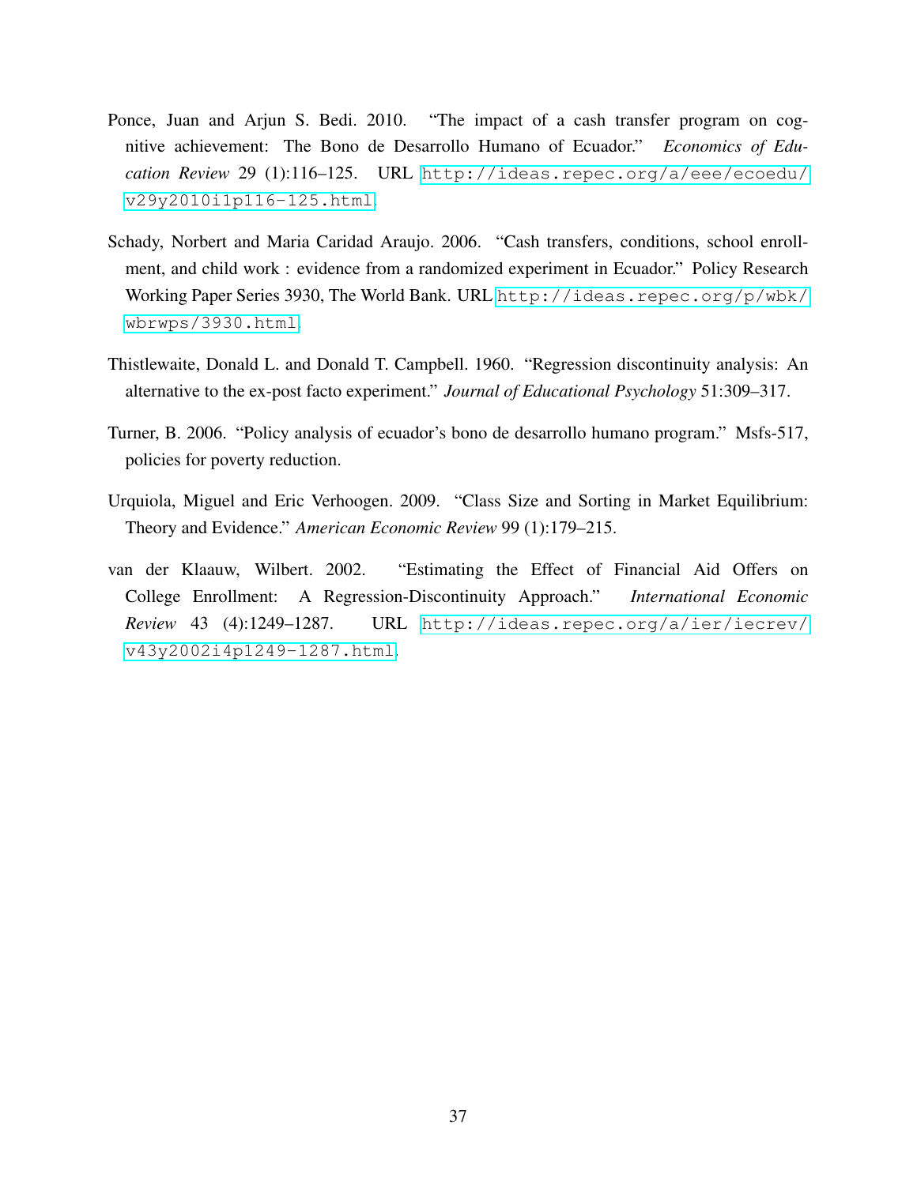Ponce, Juan and Arjun S. Bedi. 2010. "The impact of a cash transfer program on cognitive achievement: The Bono de Desarrollo Humano of Ecuador." *Economics of Education Review* 29 (1):116–125. URL http://ideas.repec.org/a/eee/ecoedu/v29y2010i1p116-125.html.

Schady, Norbert and Maria Caridad Araujo. 2006. "Cash transfers, conditions, school enrollment, and child work : evidence from a randomized experiment in Ecuador." Policy Research Working Paper Series 3930, The World Bank. URL http://ideas.repec.org/p/wbk/wbrwps/3930.html.

Thistlewaite, Donald L. and Donald T. Campbell. 1960. "Regression discontinuity analysis: An alternative to the ex-post facto experiment." *Journal of Educational Psychology* 51:309–317.

Turner, B. 2006. "Policy analysis of ecuador's bono de desarrollo humano program." Msfs-517, policies for poverty reduction.

Urquiola, Miguel and Eric Verhoogen. 2009. "Class Size and Sorting in Market Equilibrium: Theory and Evidence." *American Economic Review* 99 (1):179–215.

van der Klaauw, Wilbert. 2002. "Estimating the Effect of Financial Aid Offers on College Enrollment: A Regression-Discontinuity Approach." *International Economic Review* 43 (4):1249–1287. URL http://ideas.repec.org/a/ier/iecrev/v43y2002i4p1249-1287.html.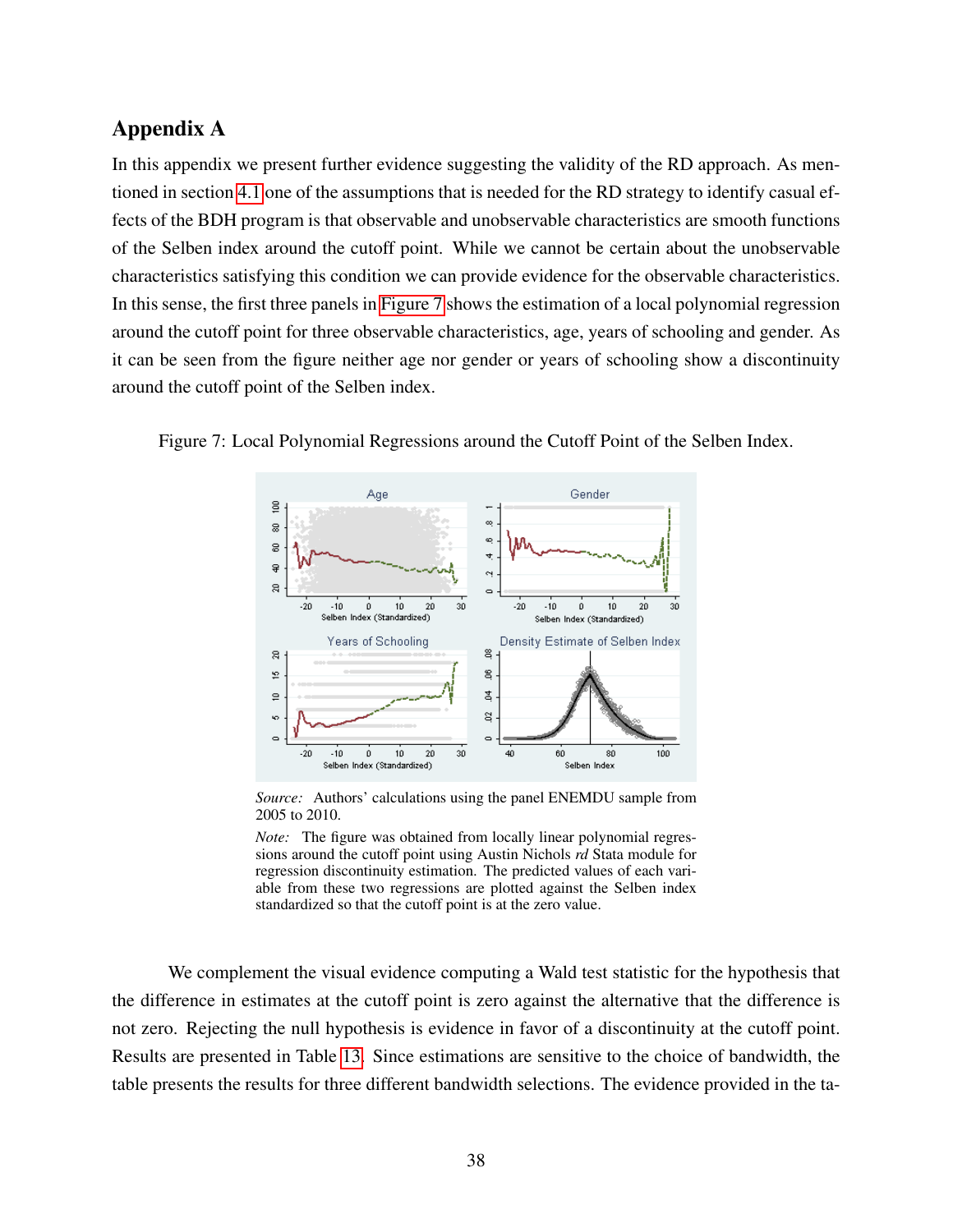## Appendix A

In this appendix we present further evidence suggesting the validity of the RD approach. As mentioned in section 4.1 one of the assumptions that is needed for the RD strategy to identify casual effects of the BDH program is that observable and unobservable characteristics are smooth functions of the Selben index around the cutoff point. While we cannot be certain about the unobservable characteristics satisfying this condition we can provide evidence for the observable characteristics. In this sense, the first three panels in Figure 7 shows the estimation of a local polynomial regression around the cutoff point for three observable characteristics, age, years of schooling and gender. As it can be seen from the figure neither age nor gender or years of schooling show a discontinuity around the cutoff point of the Selben index.

Figure 7: Local Polynomial Regressions around the Cutoff Point of the Selben Index.

*Source:* Authors' calculations using the panel ENEMDU sample from 2005 to 2010.

*Note:* The figure was obtained from locally linear polynomial regressions around the cutoff point using Austin Nichols *rd* Stata module for regression discontinuity estimation. The predicted values of each variable from these two regressions are plotted against the Selben index standardized so that the cutoff point is at the zero value.

We complement the visual evidence computing a Wald test statistic for the hypothesis that the difference in estimates at the cutoff point is zero against the alternative that the difference is not zero. Rejecting the null hypothesis is evidence in favor of a discontinuity at the cutoff point. Results are presented in Table 13. Since estimations are sensitive to the choice of bandwidth, the table presents the results for three different bandwidth selections. The evidence provided in the ta-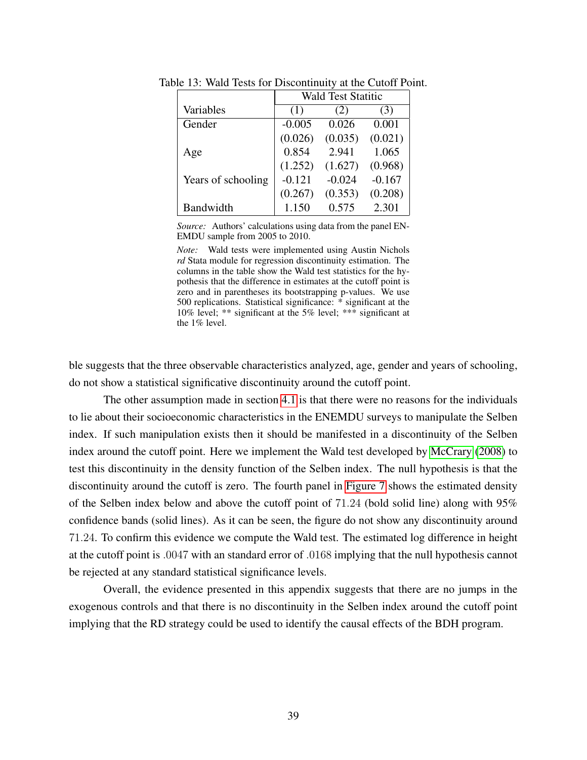Table 13: Wald Tests for Discontinuity at the Cutoff Point.

| | Wald Test Statitic | | |
|---|---|---|---|
| Variables | (1) | (2) | (3) |
| Gender | -0.005 | 0.026 | 0.001 |
| | (0.026) | (0.035) | (0.021) |
| Age | 0.854 | 2.941 | 1.065 |
| | (1.252) | (1.627) | (0.968) |
| Years of schooling | -0.121 | -0.024 | -0.167 |
| | (0.267) | (0.353) | (0.208) |
| Bandwidth | 1.150 | 0.575 | 2.301 |

*Source:* Authors' calculations using data from the panel ENEMDU sample from 2005 to 2010.

*Note:* Wald tests were implemented using Austin Nichols *rd* Stata module for regression discontinuity estimation. The columns in the table show the Wald test statistics for the hypothesis that the difference in estimates at the cutoff point is zero and in parentheses its bootstrapping p-values. We use 500 replications. Statistical significance: * significant at the 10% level; ** significant at the 5% level; *** significant at the 1% level.

ble suggests that the three observable characteristics analyzed, age, gender and years of schooling, do not show a statistical significative discontinuity around the cutoff point.

The other assumption made in section 4.1 is that there were no reasons for the individuals to lie about their socioeconomic characteristics in the ENEMDU surveys to manipulate the Selben index. If such manipulation exists then it should be manifested in a discontinuity of the Selben index around the cutoff point. Here we implement the Wald test developed by McCrary (2008) to test this discontinuity in the density function of the Selben index. The null hypothesis is that the discontinuity around the cutoff is zero. The fourth panel in Figure 7 shows the estimated density of the Selben index below and above the cutoff point of $71.24$ (bold solid line) along with 95% confidence bands (solid lines). As it can be seen, the figure do not show any discontinuity around $71.24$. To confirm this evidence we compute the Wald test. The estimated log difference in height at the cutoff point is $.0047$ with an standard error of $.0168$ implying that the null hypothesis cannot be rejected at any standard statistical significance levels.

Overall, the evidence presented in this appendix suggests that there are no jumps in the exogenous controls and that there is no discontinuity in the Selben index around the cutoff point implying that the RD strategy could be used to identify the causal effects of the BDH program.